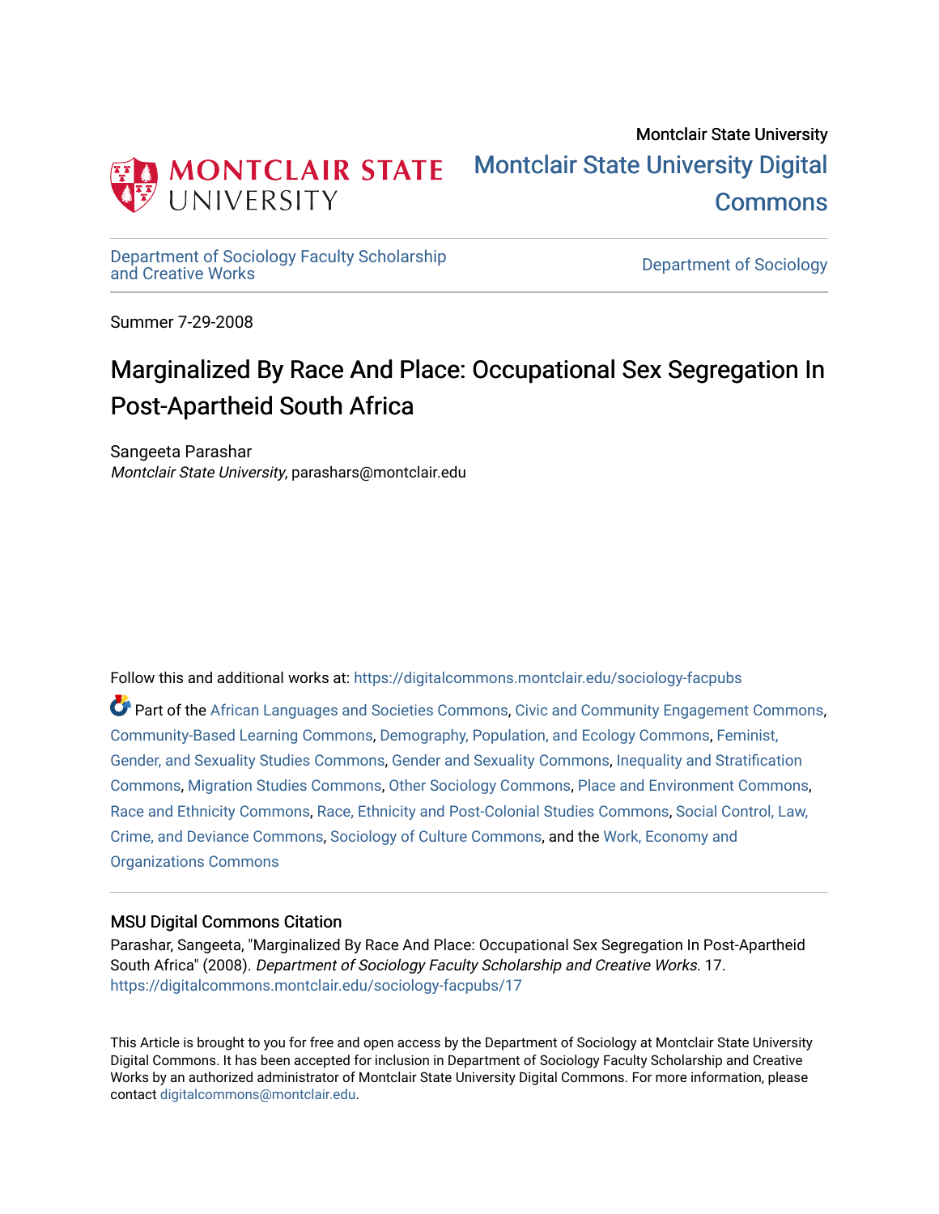Montclair State University

# Montclair State University Digital Commons

Department of Sociology Faculty Scholarship and Creative Works

Department of Sociology

Summer 7-29-2008

# Marginalized By Race And Place: Occupational Sex Segregation In Post-Apartheid South Africa

Sangeeta Parashar
*Montclair State University*, parashars@montclair.edu

Follow this and additional works at: https://digitalcommons.montclair.edu/sociology-facpubs

Part of the African Languages and Societies Commons, Civic and Community Engagement Commons, Community-Based Learning Commons, Demography, Population, and Ecology Commons, Feminist, Gender, and Sexuality Studies Commons, Gender and Sexuality Commons, Inequality and Stratification Commons, Migration Studies Commons, Other Sociology Commons, Place and Environment Commons, Race and Ethnicity Commons, Race, Ethnicity and Post-Colonial Studies Commons, Social Control, Law, Crime, and Deviance Commons, Sociology of Culture Commons, and the Work, Economy and Organizations Commons

## MSU Digital Commons Citation

Parashar, Sangeeta, "Marginalized By Race And Place: Occupational Sex Segregation In Post-Apartheid South Africa" (2008). *Department of Sociology Faculty Scholarship and Creative Works*. 17.
https://digitalcommons.montclair.edu/sociology-facpubs/17

This Article is brought to you for free and open access by the Department of Sociology at Montclair State University Digital Commons. It has been accepted for inclusion in Department of Sociology Faculty Scholarship and Creative Works by an authorized administrator of Montclair State University Digital Commons. For more information, please contact digitalcommons@montclair.edu.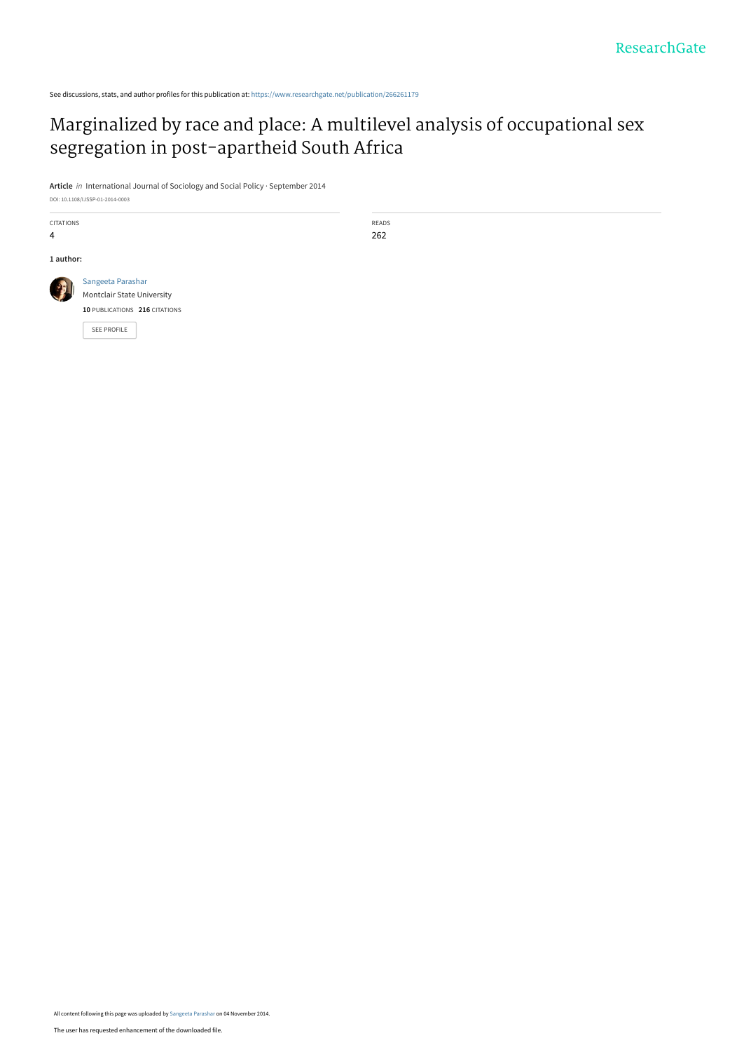See discussions, stats, and author profiles for this publication at: https://www.researchgate.net/publication/266261179

# Marginalized by race and place: A multilevel analysis of occupational sex segregation in post-apartheid South Africa

**Article** *in* International Journal of Sociology and Social Policy · September 2014

DOI: 10.1108/IJSSP-01-2014-0003

| CITATIONS | READS |
|---|---|
| 4 | 262 |

**1 author:**

Sangeeta Parashar
Montclair State University
**10** PUBLICATIONS **216** CITATIONS

SEE PROFILE

All content following this page was uploaded by Sangeeta Parashar on 04 November 2014.

The user has requested enhancement of the downloaded file.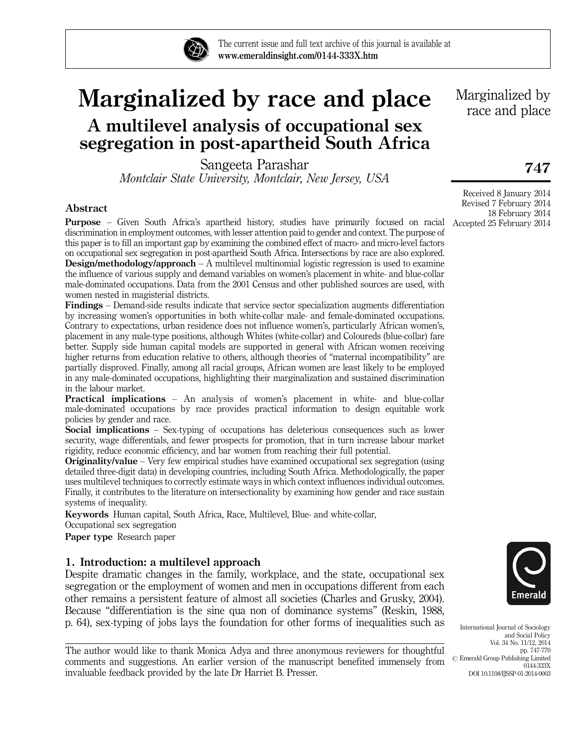# Marginalized by race and place

## A multilevel analysis of occupational sex segregation in post-apartheid South Africa

Sangeeta Parashar
*Montclair State University, Montclair, New Jersey, USA*

Received 8 January 2014
Revised 7 February 2014
18 February 2014
Accepted 25 February 2014

### Abstract

**Purpose** – Given South Africa's apartheid history, studies have primarily focused on racial discrimination in employment outcomes, with lesser attention paid to gender and context. The purpose of this paper is to fill an important gap by examining the combined effect of macro- and micro-level factors on occupational sex segregation in post-apartheid South Africa. Intersections by race are also explored.

**Design/methodology/approach** – A multilevel multinomial logistic regression is used to examine the influence of various supply and demand variables on women's placement in white- and blue-collar male-dominated occupations. Data from the 2001 Census and other published sources are used, with women nested in magisterial districts.

**Findings** – Demand-side results indicate that service sector specialization augments differentiation by increasing women's opportunities in both white-collar male- and female-dominated occupations. Contrary to expectations, urban residence does not influence women's, particularly African women's, placement in any male-type positions, although Whites (white-collar) and Coloureds (blue-collar) fare better. Supply side human capital models are supported in general with African women receiving higher returns from education relative to others, although theories of "maternal incompatibility" are partially disproved. Finally, among all racial groups, African women are least likely to be employed in any male-dominated occupations, highlighting their marginalization and sustained discrimination in the labour market.

**Practical implications** – An analysis of women's placement in white- and blue-collar male-dominated occupations by race provides practical information to design equitable work policies by gender and race.

**Social implications** – Sex-typing of occupations has deleterious consequences such as lower security, wage differentials, and fewer prospects for promotion, that in turn increase labour market rigidity, reduce economic efficiency, and bar women from reaching their full potential.

**Originality/value** – Very few empirical studies have examined occupational sex segregation (using detailed three-digit data) in developing countries, including South Africa. Methodologically, the paper uses multilevel techniques to correctly estimate ways in which context influences individual outcomes. Finally, it contributes to the literature on intersectionality by examining how gender and race sustain systems of inequality.

**Keywords** Human capital, South Africa, Race, Multilevel, Blue- and white-collar, Occupational sex segregation

**Paper type** Research paper

## 1. Introduction: a multilevel approach

Despite dramatic changes in the family, workplace, and the state, occupational sex segregation or the employment of women and men in occupations different from each other remains a persistent feature of almost all societies (Charles and Grusky, 2004). Because "differentiation is the sine qua non of dominance systems" (Reskin, 1988, p. 64), sex-typing of jobs lays the foundation for other forms of inequalities such as

The author would like to thank Monica Adya and three anonymous reviewers for thoughtful comments and suggestions. An earlier version of the manuscript benefited immensely from invaluable feedback provided by the late Dr Harriet B. Presser.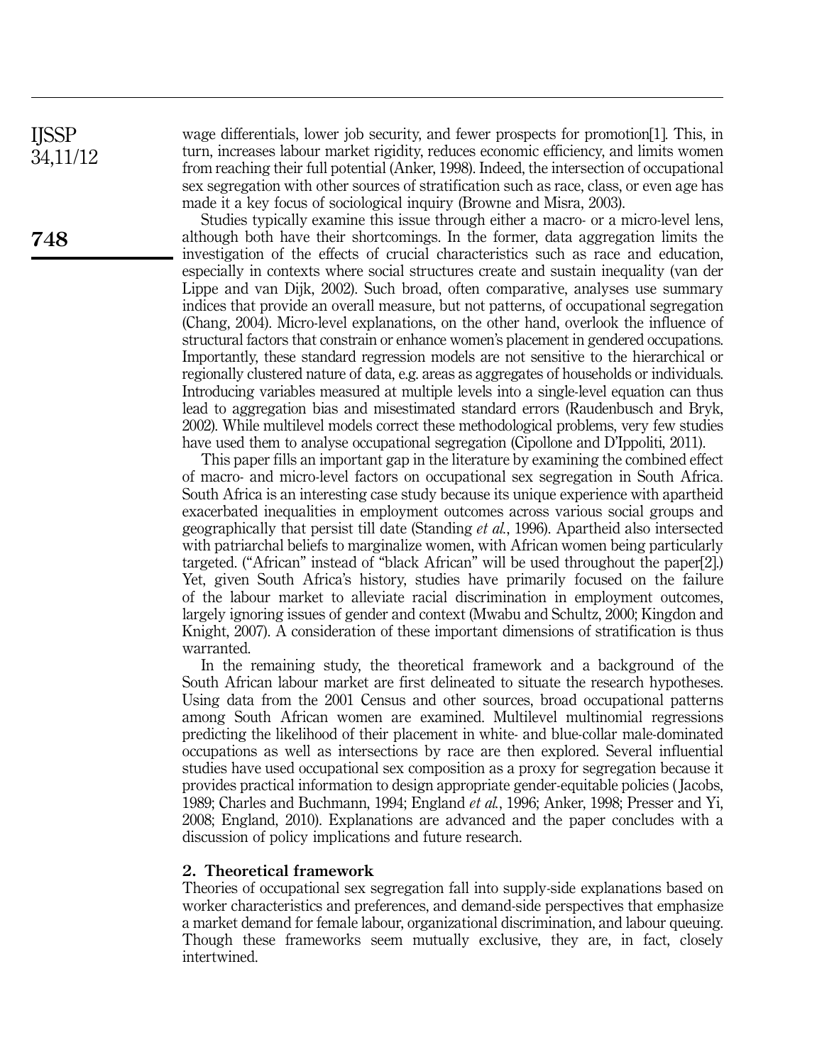wage differentials, lower job security, and fewer prospects for promotion[1]. This, in turn, increases labour market rigidity, reduces economic efficiency, and limits women from reaching their full potential (Anker, 1998). Indeed, the intersection of occupational sex segregation with other sources of stratification such as race, class, or even age has made it a key focus of sociological inquiry (Browne and Misra, 2003).

Studies typically examine this issue through either a macro- or a micro-level lens, although both have their shortcomings. In the former, data aggregation limits the investigation of the effects of crucial characteristics such as race and education, especially in contexts where social structures create and sustain inequality (van der Lippe and van Dijk, 2002). Such broad, often comparative, analyses use summary indices that provide an overall measure, but not patterns, of occupational segregation (Chang, 2004). Micro-level explanations, on the other hand, overlook the influence of structural factors that constrain or enhance women's placement in gendered occupations. Importantly, these standard regression models are not sensitive to the hierarchical or regionally clustered nature of data, e.g. areas as aggregates of households or individuals. Introducing variables measured at multiple levels into a single-level equation can thus lead to aggregation bias and misestimated standard errors (Raudenbusch and Bryk, 2002). While multilevel models correct these methodological problems, very few studies have used them to analyse occupational segregation (Cipollone and D'Ippoliti, 2011).

This paper fills an important gap in the literature by examining the combined effect of macro- and micro-level factors on occupational sex segregation in South Africa. South Africa is an interesting case study because its unique experience with apartheid exacerbated inequalities in employment outcomes across various social groups and geographically that persist till date (Standing *et al.*, 1996). Apartheid also intersected with patriarchal beliefs to marginalize women, with African women being particularly targeted. ("African" instead of "black African" will be used throughout the paper[2].) Yet, given South Africa's history, studies have primarily focused on the failure of the labour market to alleviate racial discrimination in employment outcomes, largely ignoring issues of gender and context (Mwabu and Schultz, 2000; Kingdon and Knight, 2007). A consideration of these important dimensions of stratification is thus warranted.

In the remaining study, the theoretical framework and a background of the South African labour market are first delineated to situate the research hypotheses. Using data from the 2001 Census and other sources, broad occupational patterns among South African women are examined. Multilevel multinomial regressions predicting the likelihood of their placement in white- and blue-collar male-dominated occupations as well as intersections by race are then explored. Several influential studies have used occupational sex composition as a proxy for segregation because it provides practical information to design appropriate gender-equitable policies (Jacobs, 1989; Charles and Buchmann, 1994; England *et al.*, 1996; Anker, 1998; Presser and Yi, 2008; England, 2010). Explanations are advanced and the paper concludes with a discussion of policy implications and future research.

## 2. Theoretical framework

Theories of occupational sex segregation fall into supply-side explanations based on worker characteristics and preferences, and demand-side perspectives that emphasize a market demand for female labour, organizational discrimination, and labour queuing. Though these frameworks seem mutually exclusive, they are, in fact, closely intertwined.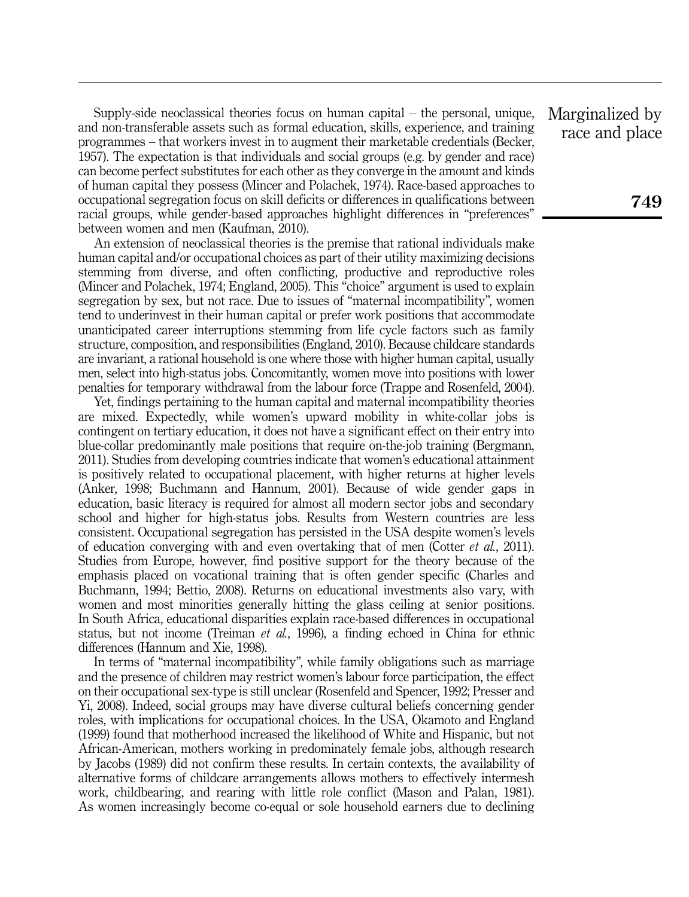Supply-side neoclassical theories focus on human capital – the personal, unique, and non-transferable assets such as formal education, skills, experience, and training programmes – that workers invest in to augment their marketable credentials (Becker, 1957). The expectation is that individuals and social groups (e.g. by gender and race) can become perfect substitutes for each other as they converge in the amount and kinds of human capital they possess (Mincer and Polachek, 1974). Race-based approaches to occupational segregation focus on skill deficits or differences in qualifications between racial groups, while gender-based approaches highlight differences in "preferences" between women and men (Kaufman, 2010).

An extension of neoclassical theories is the premise that rational individuals make human capital and/or occupational choices as part of their utility maximizing decisions stemming from diverse, and often conflicting, productive and reproductive roles (Mincer and Polachek, 1974; England, 2005). This "choice" argument is used to explain segregation by sex, but not race. Due to issues of "maternal incompatibility", women tend to underinvest in their human capital or prefer work positions that accommodate unanticipated career interruptions stemming from life cycle factors such as family structure, composition, and responsibilities (England, 2010). Because childcare standards are invariant, a rational household is one where those with higher human capital, usually men, select into high-status jobs. Concomitantly, women move into positions with lower penalties for temporary withdrawal from the labour force (Trappe and Rosenfeld, 2004).

Yet, findings pertaining to the human capital and maternal incompatibility theories are mixed. Expectedly, while women's upward mobility in white-collar jobs is contingent on tertiary education, it does not have a significant effect on their entry into blue-collar predominantly male positions that require on-the-job training (Bergmann, 2011). Studies from developing countries indicate that women's educational attainment is positively related to occupational placement, with higher returns at higher levels (Anker, 1998; Buchmann and Hannum, 2001). Because of wide gender gaps in education, basic literacy is required for almost all modern sector jobs and secondary school and higher for high-status jobs. Results from Western countries are less consistent. Occupational segregation has persisted in the USA despite women's levels of education converging with and even overtaking that of men (Cotter *et al.*, 2011). Studies from Europe, however, find positive support for the theory because of the emphasis placed on vocational training that is often gender specific (Charles and Buchmann, 1994; Bettio, 2008). Returns on educational investments also vary, with women and most minorities generally hitting the glass ceiling at senior positions. In South Africa, educational disparities explain race-based differences in occupational status, but not income (Treiman *et al.*, 1996), a finding echoed in China for ethnic differences (Hannum and Xie, 1998).

In terms of "maternal incompatibility", while family obligations such as marriage and the presence of children may restrict women's labour force participation, the effect on their occupational sex-type is still unclear (Rosenfeld and Spencer, 1992; Presser and Yi, 2008). Indeed, social groups may have diverse cultural beliefs concerning gender roles, with implications for occupational choices. In the USA, Okamoto and England (1999) found that motherhood increased the likelihood of White and Hispanic, but not African-American, mothers working in predominately female jobs, although research by Jacobs (1989) did not confirm these results. In certain contexts, the availability of alternative forms of childcare arrangements allows mothers to effectively intermesh work, childbearing, and rearing with little role conflict (Mason and Palan, 1981). As women increasingly become co-equal or sole household earners due to declining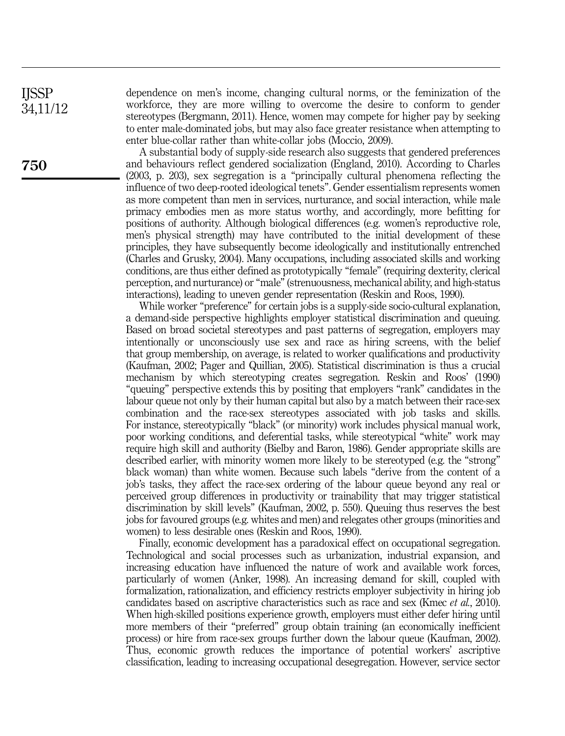dependence on men's income, changing cultural norms, or the feminization of the workforce, they are more willing to overcome the desire to conform to gender stereotypes (Bergmann, 2011). Hence, women may compete for higher pay by seeking to enter male-dominated jobs, but may also face greater resistance when attempting to enter blue-collar rather than white-collar jobs (Moccio, 2009).

A substantial body of supply-side research also suggests that gendered preferences and behaviours reflect gendered socialization (England, 2010). According to Charles (2003, p. 203), sex segregation is a "principally cultural phenomena reflecting the influence of two deep-rooted ideological tenets". Gender essentialism represents women as more competent than men in services, nurturance, and social interaction, while male primacy embodies men as more status worthy, and accordingly, more befitting for positions of authority. Although biological differences (e.g. women's reproductive role, men's physical strength) may have contributed to the initial development of these principles, they have subsequently become ideologically and institutionally entrenched (Charles and Grusky, 2004). Many occupations, including associated skills and working conditions, are thus either defined as prototypically "female" (requiring dexterity, clerical perception, and nurturance) or "male" (strenuousness, mechanical ability, and high-status interactions), leading to uneven gender representation (Reskin and Roos, 1990).

While worker "preference" for certain jobs is a supply-side socio-cultural explanation, a demand-side perspective highlights employer statistical discrimination and queuing. Based on broad societal stereotypes and past patterns of segregation, employers may intentionally or unconsciously use sex and race as hiring screens, with the belief that group membership, on average, is related to worker qualifications and productivity (Kaufman, 2002; Pager and Quillian, 2005). Statistical discrimination is thus a crucial mechanism by which stereotyping creates segregation. Reskin and Roos' (1990) "queuing" perspective extends this by positing that employers "rank" candidates in the labour queue not only by their human capital but also by a match between their race-sex combination and the race-sex stereotypes associated with job tasks and skills. For instance, stereotypically "black" (or minority) work includes physical manual work, poor working conditions, and deferential tasks, while stereotypical "white" work may require high skill and authority (Bielby and Baron, 1986). Gender appropriate skills are described earlier, with minority women more likely to be stereotyped (e.g. the "strong" black woman) than white women. Because such labels "derive from the content of a job's tasks, they affect the race-sex ordering of the labour queue beyond any real or perceived group differences in productivity or trainability that may trigger statistical discrimination by skill levels" (Kaufman, 2002, p. 550). Queuing thus reserves the best jobs for favoured groups (e.g. whites and men) and relegates other groups (minorities and women) to less desirable ones (Reskin and Roos, 1990).

Finally, economic development has a paradoxical effect on occupational segregation. Technological and social processes such as urbanization, industrial expansion, and increasing education have influenced the nature of work and available work forces, particularly of women (Anker, 1998). An increasing demand for skill, coupled with formalization, rationalization, and efficiency restricts employer subjectivity in hiring job candidates based on ascriptive characteristics such as race and sex (Kmec *et al.*, 2010). When high-skilled positions experience growth, employers must either defer hiring until more members of their "preferred" group obtain training (an economically inefficient process) or hire from race-sex groups further down the labour queue (Kaufman, 2002). Thus, economic growth reduces the importance of potential workers' ascriptive classification, leading to increasing occupational desegregation. However, service sector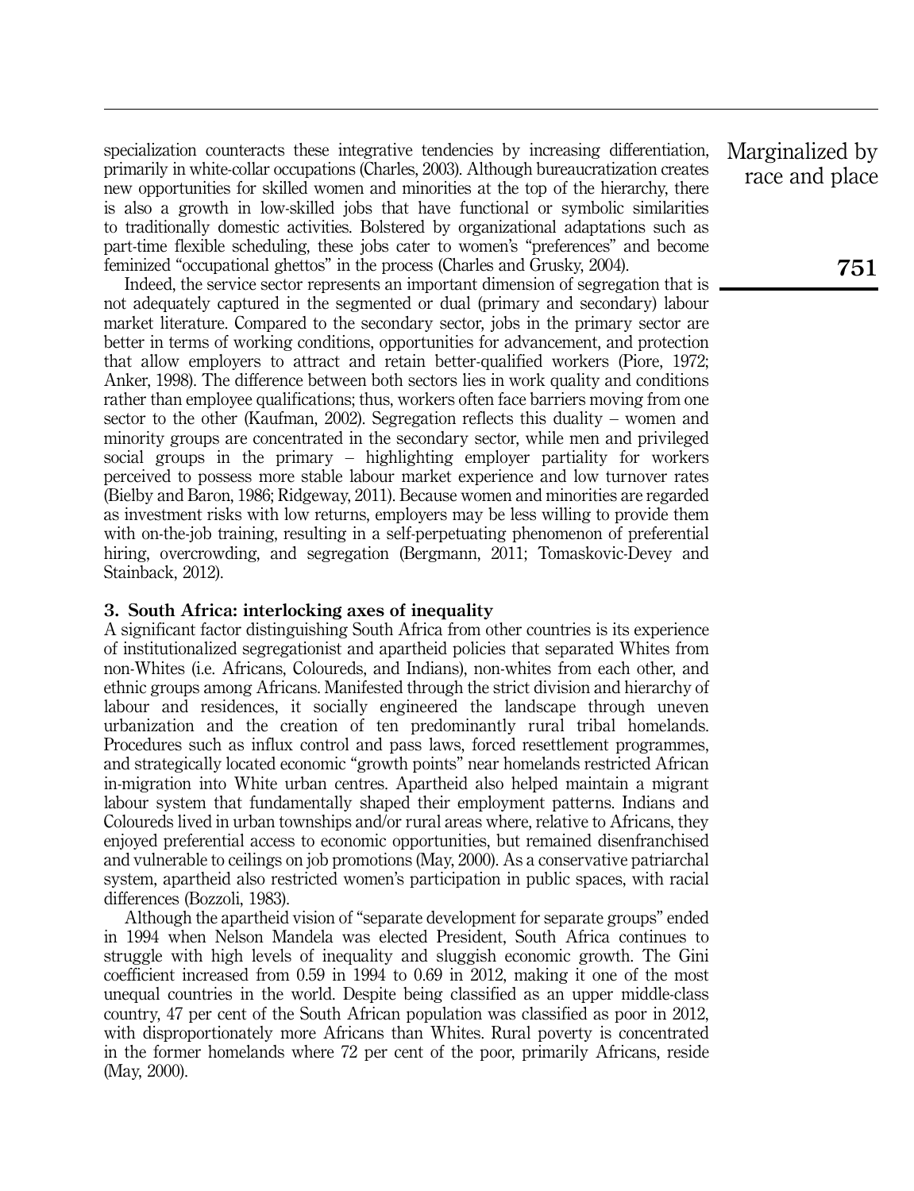specialization counteracts these integrative tendencies by increasing differentiation, primarily in white-collar occupations (Charles, 2003). Although bureaucratization creates new opportunities for skilled women and minorities at the top of the hierarchy, there is also a growth in low-skilled jobs that have functional or symbolic similarities to traditionally domestic activities. Bolstered by organizational adaptations such as part-time flexible scheduling, these jobs cater to women's "preferences" and become feminized "occupational ghettos" in the process (Charles and Grusky, 2004).

Indeed, the service sector represents an important dimension of segregation that is not adequately captured in the segmented or dual (primary and secondary) labour market literature. Compared to the secondary sector, jobs in the primary sector are better in terms of working conditions, opportunities for advancement, and protection that allow employers to attract and retain better-qualified workers (Piore, 1972; Anker, 1998). The difference between both sectors lies in work quality and conditions rather than employee qualifications; thus, workers often face barriers moving from one sector to the other (Kaufman, 2002). Segregation reflects this duality – women and minority groups are concentrated in the secondary sector, while men and privileged social groups in the primary – highlighting employer partiality for workers perceived to possess more stable labour market experience and low turnover rates (Bielby and Baron, 1986; Ridgeway, 2011). Because women and minorities are regarded as investment risks with low returns, employers may be less willing to provide them with on-the-job training, resulting in a self-perpetuating phenomenon of preferential hiring, overcrowding, and segregation (Bergmann, 2011; Tomaskovic-Devey and Stainback, 2012).

## 3. South Africa: interlocking axes of inequality

A significant factor distinguishing South Africa from other countries is its experience of institutionalized segregationist and apartheid policies that separated Whites from non-Whites (i.e. Africans, Coloureds, and Indians), non-whites from each other, and ethnic groups among Africans. Manifested through the strict division and hierarchy of labour and residences, it socially engineered the landscape through uneven urbanization and the creation of ten predominantly rural tribal homelands. Procedures such as influx control and pass laws, forced resettlement programmes, and strategically located economic "growth points" near homelands restricted African in-migration into White urban centres. Apartheid also helped maintain a migrant labour system that fundamentally shaped their employment patterns. Indians and Coloureds lived in urban townships and/or rural areas where, relative to Africans, they enjoyed preferential access to economic opportunities, but remained disenfranchised and vulnerable to ceilings on job promotions (May, 2000). As a conservative patriarchal system, apartheid also restricted women's participation in public spaces, with racial differences (Bozzoli, 1983).

Although the apartheid vision of "separate development for separate groups" ended in 1994 when Nelson Mandela was elected President, South Africa continues to struggle with high levels of inequality and sluggish economic growth. The Gini coefficient increased from 0.59 in 1994 to 0.69 in 2012, making it one of the most unequal countries in the world. Despite being classified as an upper middle-class country, 47 per cent of the South African population was classified as poor in 2012, with disproportionately more Africans than Whites. Rural poverty is concentrated in the former homelands where 72 per cent of the poor, primarily Africans, reside (May, 2000).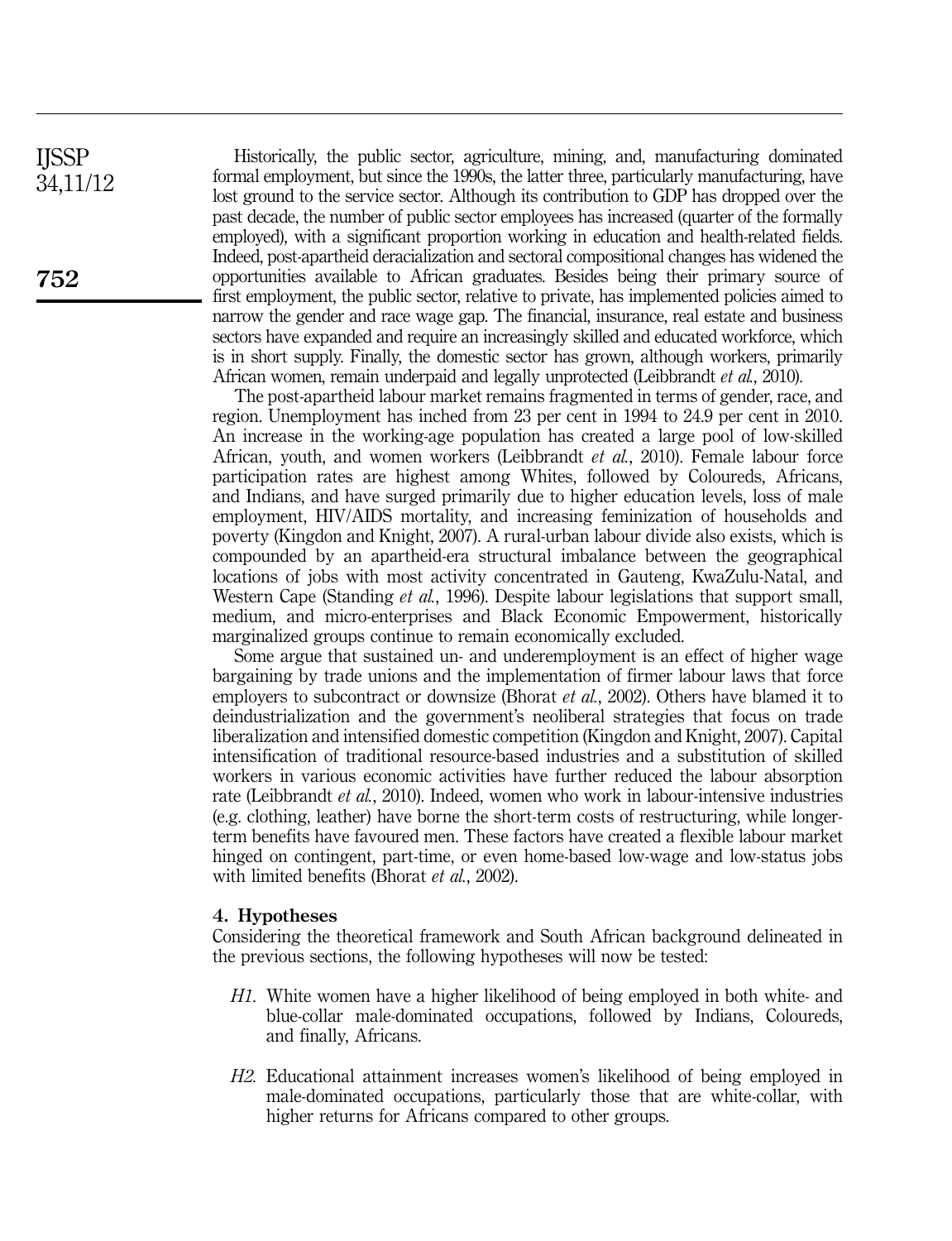Historically, the public sector, agriculture, mining, and, manufacturing dominated formal employment, but since the 1990s, the latter three, particularly manufacturing, have lost ground to the service sector. Although its contribution to GDP has dropped over the past decade, the number of public sector employees has increased (quarter of the formally employed), with a significant proportion working in education and health-related fields. Indeed, post-apartheid deracialization and sectoral compositional changes has widened the opportunities available to African graduates. Besides being their primary source of first employment, the public sector, relative to private, has implemented policies aimed to narrow the gender and race wage gap. The financial, insurance, real estate and business sectors have expanded and require an increasingly skilled and educated workforce, which is in short supply. Finally, the domestic sector has grown, although workers, primarily African women, remain underpaid and legally unprotected (Leibbrandt *et al.*, 2010).

The post-apartheid labour market remains fragmented in terms of gender, race, and region. Unemployment has inched from 23 per cent in 1994 to 24.9 per cent in 2010. An increase in the working-age population has created a large pool of low-skilled African, youth, and women workers (Leibbrandt *et al.*, 2010). Female labour force participation rates are highest among Whites, followed by Coloureds, Africans, and Indians, and have surged primarily due to higher education levels, loss of male employment, HIV/AIDS mortality, and increasing feminization of households and poverty (Kingdon and Knight, 2007). A rural-urban labour divide also exists, which is compounded by an apartheid-era structural imbalance between the geographical locations of jobs with most activity concentrated in Gauteng, KwaZulu-Natal, and Western Cape (Standing *et al.*, 1996). Despite labour legislations that support small, medium, and micro-enterprises and Black Economic Empowerment, historically marginalized groups continue to remain economically excluded.

Some argue that sustained un- and underemployment is an effect of higher wage bargaining by trade unions and the implementation of firmer labour laws that force employers to subcontract or downsize (Bhorat *et al.*, 2002). Others have blamed it to deindustrialization and the government's neoliberal strategies that focus on trade liberalization and intensified domestic competition (Kingdon and Knight, 2007). Capital intensification of traditional resource-based industries and a substitution of skilled workers in various economic activities have further reduced the labour absorption rate (Leibbrandt *et al.*, 2010). Indeed, women who work in labour-intensive industries (e.g. clothing, leather) have borne the short-term costs of restructuring, while longer-term benefits have favoured men. These factors have created a flexible labour market hinged on contingent, part-time, or even home-based low-wage and low-status jobs with limited benefits (Bhorat *et al.*, 2002).

## 4. Hypotheses

Considering the theoretical framework and South African background delineated in the previous sections, the following hypotheses will now be tested:

- *H1*. White women have a higher likelihood of being employed in both white- and blue-collar male-dominated occupations, followed by Indians, Coloureds, and finally, Africans.

- *H2*. Educational attainment increases women's likelihood of being employed in male-dominated occupations, particularly those that are white-collar, with higher returns for Africans compared to other groups.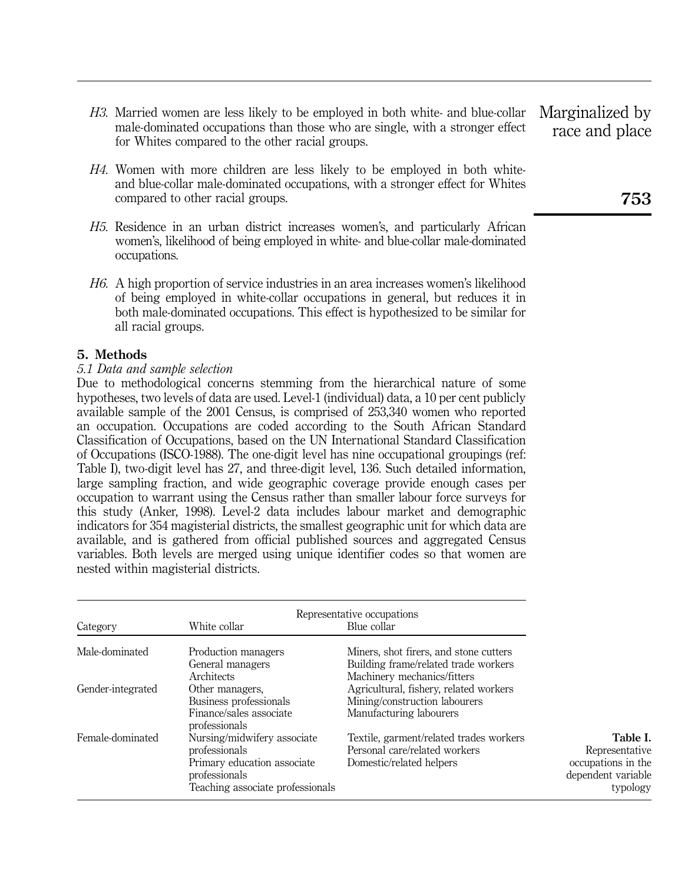*H3*. Married women are less likely to be employed in both white- and blue-collar male-dominated occupations than those who are single, with a stronger effect for Whites compared to the other racial groups.

*H4*. Women with more children are less likely to be employed in both white- and blue-collar male-dominated occupations, with a stronger effect for Whites compared to other racial groups.

*H5*. Residence in an urban district increases women's, and particularly African women's, likelihood of being employed in white- and blue-collar male-dominated occupations.

*H6*. A high proportion of service industries in an area increases women's likelihood of being employed in white-collar occupations in general, but reduces it in both male-dominated occupations. This effect is hypothesized to be similar for all racial groups.

## 5. Methods

### *5.1 Data and sample selection*

Due to methodological concerns stemming from the hierarchical nature of some hypotheses, two levels of data are used. Level-1 (individual) data, a 10 per cent publicly available sample of the 2001 Census, is comprised of 253,340 women who reported an occupation. Occupations are coded according to the South African Standard Classification of Occupations, based on the UN International Standard Classification of Occupations (ISCO-1988). The one-digit level has nine occupational groupings (ref: Table I), two-digit level has 27, and three-digit level, 136. Such detailed information, large sampling fraction, and wide geographic coverage provide enough cases per occupation to warrant using the Census rather than smaller labour force surveys for this study (Anker, 1998). Level-2 data includes labour market and demographic indicators for 354 magisterial districts, the smallest geographic unit for which data are available, and is gathered from official published sources and aggregated Census variables. Both levels are merged using unique identifier codes so that women are nested within magisterial districts.

| | Representative occupations | |
|---|---|---|
| Category | White collar | Blue collar |
| Male-dominated | Production managers<br>General managers<br>Architects | Miners, shot firers, and stone cutters<br>Building frame/related trade workers<br>Machinery mechanics/fitters |
| Gender-integrated | Other managers,<br>Business professionals<br>Finance/sales associate professionals | Agricultural, fishery, related workers<br>Mining/construction labourers<br>Manufacturing labourers |
| Female-dominated | Nursing/midwifery associate professionals<br>Primary education associate professionals<br>Teaching associate professionals | Textile, garment/related trades workers<br>Personal care/related workers<br>Domestic/related helpers |

**Table I.** Representative occupations in the dependent variable typology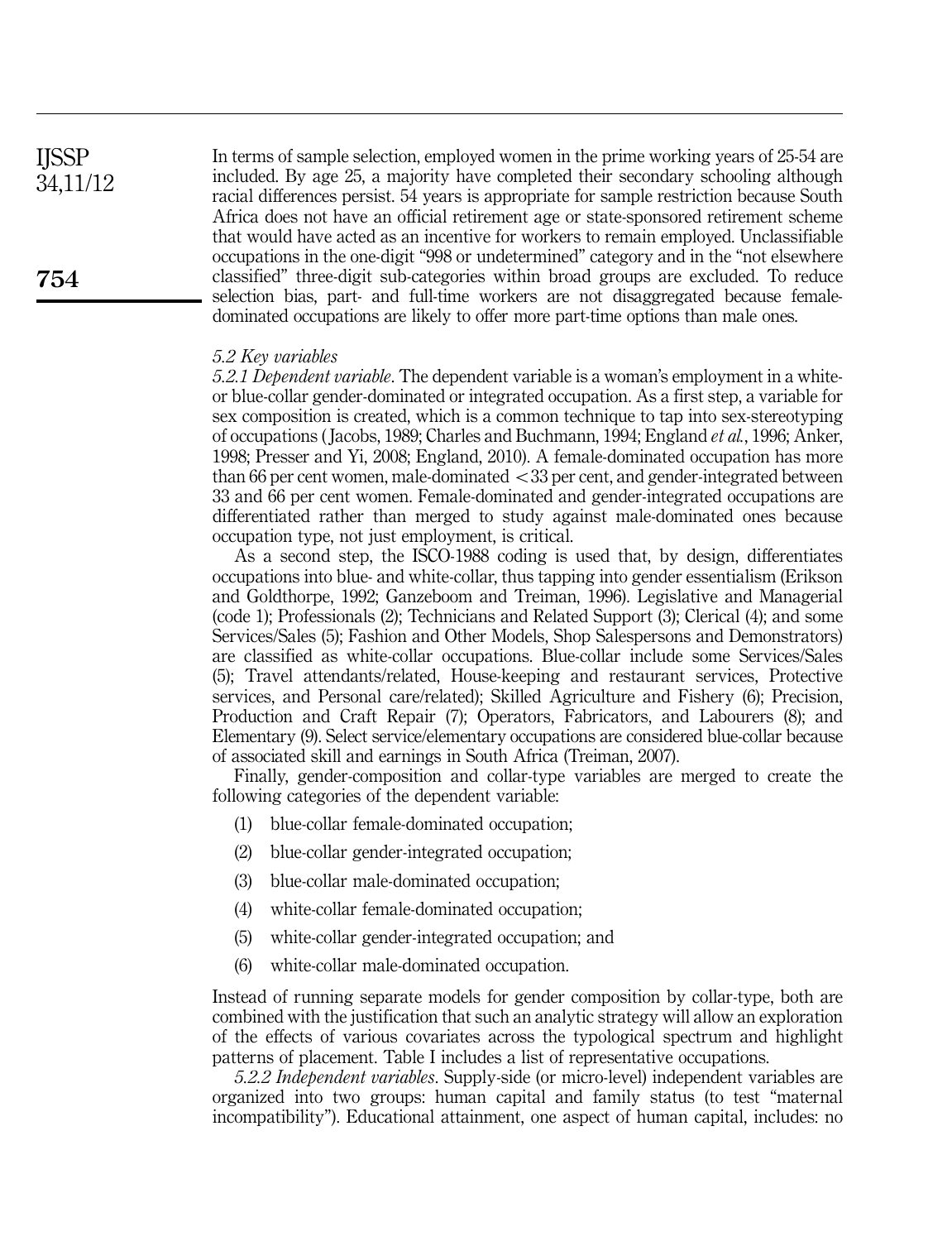In terms of sample selection, employed women in the prime working years of 25-54 are included. By age 25, a majority have completed their secondary schooling although racial differences persist. 54 years is appropriate for sample restriction because South Africa does not have an official retirement age or state-sponsored retirement scheme that would have acted as an incentive for workers to remain employed. Unclassifiable occupations in the one-digit "998 or undetermined" category and in the "not elsewhere classified" three-digit sub-categories within broad groups are excluded. To reduce selection bias, part- and full-time workers are not disaggregated because female-dominated occupations are likely to offer more part-time options than male ones.

### 5.2 Key variables

*5.2.1 Dependent variable*. The dependent variable is a woman's employment in a white- or blue-collar gender-dominated or integrated occupation. As a first step, a variable for sex composition is created, which is a common technique to tap into sex-stereotyping of occupations (Jacobs, 1989; Charles and Buchmann, 1994; England *et al.*, 1996; Anker, 1998; Presser and Yi, 2008; England, 2010). A female-dominated occupation has more than 66 per cent women, male-dominated $<33$ per cent, and gender-integrated between 33 and 66 per cent women. Female-dominated and gender-integrated occupations are differentiated rather than merged to study against male-dominated ones because occupation type, not just employment, is critical.

As a second step, the ISCO-1988 coding is used that, by design, differentiates occupations into blue- and white-collar, thus tapping into gender essentialism (Erikson and Goldthorpe, 1992; Ganzeboom and Treiman, 1996). Legislative and Managerial (code 1); Professionals (2); Technicians and Related Support (3); Clerical (4); and some Services/Sales (5); Fashion and Other Models, Shop Salespersons and Demonstrators) are classified as white-collar occupations. Blue-collar include some Services/Sales (5); Travel attendants/related, House-keeping and restaurant services, Protective services, and Personal care/related); Skilled Agriculture and Fishery (6); Precision, Production and Craft Repair (7); Operators, Fabricators, and Labourers (8); and Elementary (9). Select service/elementary occupations are considered blue-collar because of associated skill and earnings in South Africa (Treiman, 2007).

Finally, gender-composition and collar-type variables are merged to create the following categories of the dependent variable:

1. blue-collar female-dominated occupation;
2. blue-collar gender-integrated occupation;
3. blue-collar male-dominated occupation;
4. white-collar female-dominated occupation;
5. white-collar gender-integrated occupation; and
6. white-collar male-dominated occupation.

Instead of running separate models for gender composition by collar-type, both are combined with the justification that such an analytic strategy will allow an exploration of the effects of various covariates across the typological spectrum and highlight patterns of placement. Table I includes a list of representative occupations.

*5.2.2 Independent variables*. Supply-side (or micro-level) independent variables are organized into two groups: human capital and family status (to test "maternal incompatibility"). Educational attainment, one aspect of human capital, includes: no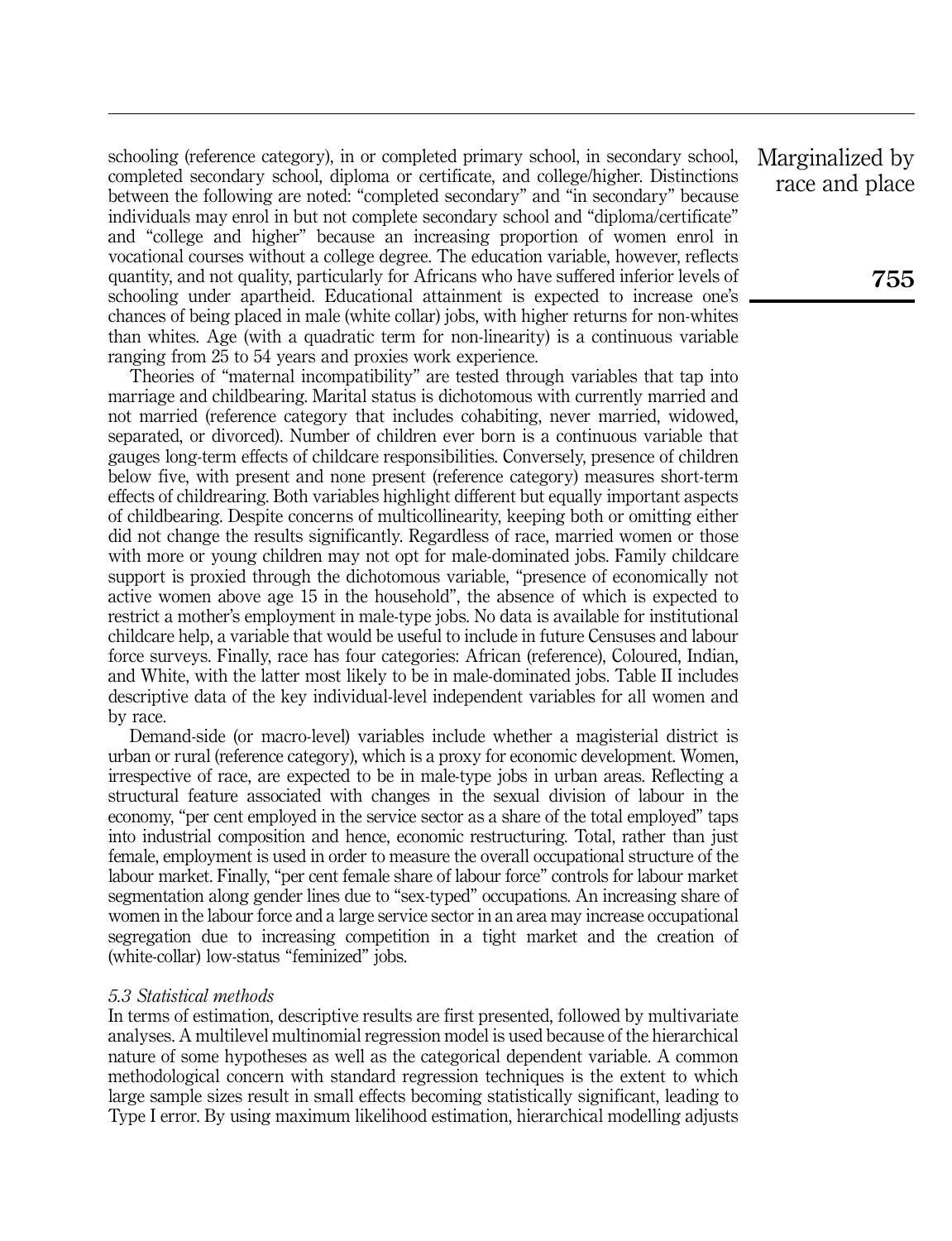schooling (reference category), in or completed primary school, in secondary school, completed secondary school, diploma or certificate, and college/higher. Distinctions between the following are noted: "completed secondary" and "in secondary" because individuals may enrol in but not complete secondary school and "diploma/certificate" and "college and higher" because an increasing proportion of women enrol in vocational courses without a college degree. The education variable, however, reflects quantity, and not quality, particularly for Africans who have suffered inferior levels of schooling under apartheid. Educational attainment is expected to increase one's chances of being placed in male (white collar) jobs, with higher returns for non-whites than whites. Age (with a quadratic term for non-linearity) is a continuous variable ranging from 25 to 54 years and proxies work experience.

Theories of "maternal incompatibility" are tested through variables that tap into marriage and childbearing. Marital status is dichotomous with currently married and not married (reference category that includes cohabiting, never married, widowed, separated, or divorced). Number of children ever born is a continuous variable that gauges long-term effects of childcare responsibilities. Conversely, presence of children below five, with present and none present (reference category) measures short-term effects of childrearing. Both variables highlight different but equally important aspects of childbearing. Despite concerns of multicollinearity, keeping both or omitting either did not change the results significantly. Regardless of race, married women or those with more or young children may not opt for male-dominated jobs. Family childcare support is proxied through the dichotomous variable, "presence of economically not active women above age 15 in the household", the absence of which is expected to restrict a mother's employment in male-type jobs. No data is available for institutional childcare help, a variable that would be useful to include in future Censuses and labour force surveys. Finally, race has four categories: African (reference), Coloured, Indian, and White, with the latter most likely to be in male-dominated jobs. Table II includes descriptive data of the key individual-level independent variables for all women and by race.

Demand-side (or macro-level) variables include whether a magisterial district is urban or rural (reference category), which is a proxy for economic development. Women, irrespective of race, are expected to be in male-type jobs in urban areas. Reflecting a structural feature associated with changes in the sexual division of labour in the economy, "per cent employed in the service sector as a share of the total employed" taps into industrial composition and hence, economic restructuring. Total, rather than just female, employment is used in order to measure the overall occupational structure of the labour market. Finally, "per cent female share of labour force" controls for labour market segmentation along gender lines due to "sex-typed" occupations. An increasing share of women in the labour force and a large service sector in an area may increase occupational segregation due to increasing competition in a tight market and the creation of (white-collar) low-status "feminized" jobs.

### *5.3 Statistical methods*

In terms of estimation, descriptive results are first presented, followed by multivariate analyses. A multilevel multinomial regression model is used because of the hierarchical nature of some hypotheses as well as the categorical dependent variable. A common methodological concern with standard regression techniques is the extent to which large sample sizes result in small effects becoming statistically significant, leading to Type I error. By using maximum likelihood estimation, hierarchical modelling adjusts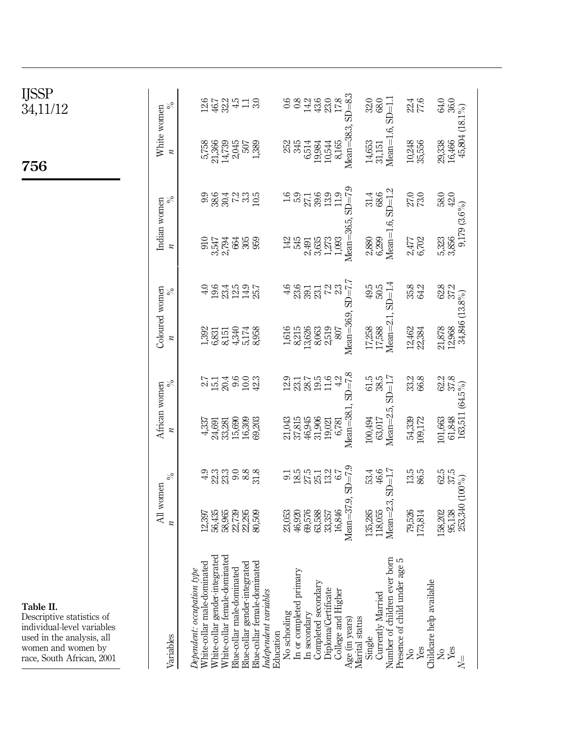**Table II.** Descriptive statistics of individual-level variables used in the analysis, all women and women by race, South African, 2001

| Variables | All women | | African women | | Coloured women | | Indian women | | White women | |
|---|---|---|---|---|---|---|---|---|---|---|
| | *n* | % | *n* | % | *n* | % | *n* | % | *n* | % |
| *Dependent: occupation type* | | | | | | | | | | |
| White-collar male-dominated | 12,397 | 4.9 | 4,337 | 2.7 | 1,392 | 4.0 | 910 | 9.9 | 5,758 | 12.6 |
| White-collar gender-integrated | 56,435 | 22.3 | 24,691 | 15.1 | 6,831 | 19.6 | 3,547 | 38.6 | 21,366 | 46.7 |
| White-collar female-dominated | 58,965 | 23.3 | 33,281 | 20.4 | 8,151 | 23.4 | 2,794 | 30.4 | 14,739 | 32.2 |
| Blue-collar male-dominated | 22,739 | 9.0 | 15,690 | 9.6 | 4,340 | 12.5 | 664 | 7.2 | 2,045 | 4.5 |
| Blue-collar gender-integrated | 22,295 | 8.8 | 16,309 | 10.0 | 5,174 | 14.9 | 305 | 3.3 | 507 | 1.1 |
| Blue-collar female-dominated | 80,509 | 31.8 | 69,203 | 42.3 | 8,958 | 25.7 | 959 | 10.5 | 1,389 | 3.0 |
| *Independent variables* | | | | | | | | | | |
| Education | | | | | | | | | | |
| No schooling | 23,053 | 9.1 | 21,043 | 12.9 | 1,616 | 4.6 | 142 | 1.6 | 252 | 0.6 |
| In or completed primary | 46,920 | 18.5 | 37,815 | 23.1 | 8,215 | 23.6 | 545 | 5.9 | 345 | 0.8 |
| In secondary | 69,576 | 27.5 | 46,945 | 28.7 | 13,626 | 39.1 | 2,491 | 27.1 | 6,514 | 14.2 |
| Completed secondary | 63,588 | 25.1 | 31,906 | 19.5 | 8,063 | 23.1 | 3,635 | 39.6 | 19,984 | 43.6 |
| Diploma/Certificate | 33,357 | 13.2 | 19,021 | 11.6 | 2,519 | 7.2 | 1,273 | 13.9 | 10,544 | 23.0 |
| College and Higher | 16,846 | 6.7 | 6,781 | 4.2 | 807 | 2.3 | 1,093 | 11.9 | 8,165 | 17.8 |
| Age (in years) | Mean=37.9, SD=7.9 | | Mean=38.1, SD=7.8 | | Mean=36.9, SD=7.7 | | Mean=36.5, SD=7.9 | | Mean=38.3, SD=8.3 | |
| Marital status | | | | | | | | | | |
| Single | 135,285 | 53.4 | 100,494 | 61.5 | 17,258 | 49.5 | 2,880 | 31.4 | 14,653 | 32.0 |
| Currently Married | 118,055 | 46.6 | 63,017 | 38.5 | 17,588 | 50.5 | 6,299 | 68.6 | 31,151 | 68.0 |
| Number of children ever born | Mean=2.3, SD=1.7 | | Mean=2.5, SD=1.7 | | Mean=2.1, SD=1.4 | | Mean=1.6, SD=1.2 | | Mean=1.6, SD=1.1 | |
| Presence of child under age 5 | | | | | | | | | | |
| No | 79,526 | 13.5 | 54,339 | 33.2 | 12,462 | 35.8 | 2,477 | 27.0 | 10,248 | 22.4 |
| Yes | 173,814 | 86.5 | 109,172 | 66.8 | 22,384 | 64.2 | 6,702 | 73.0 | 35,556 | 77.6 |
| Childcare help available | | | | | | | | | | |
| No | 158,202 | 62.5 | 101,663 | 62.2 | 21,878 | 62.8 | 5,323 | 58.0 | 29,338 | 64.0 |
| Yes | 95,138 | 37.5 | 61,848 | 37.8 | 12,968 | 37.2 | 3,856 | 42.0 | 16,466 | 36.0 |
| *N*= | 253,340 (100%) | | 163,511 (64.5%) | | 34,846 (13.8%) | | 9,179 (3.6%) | | 45,804 (18.1%) | |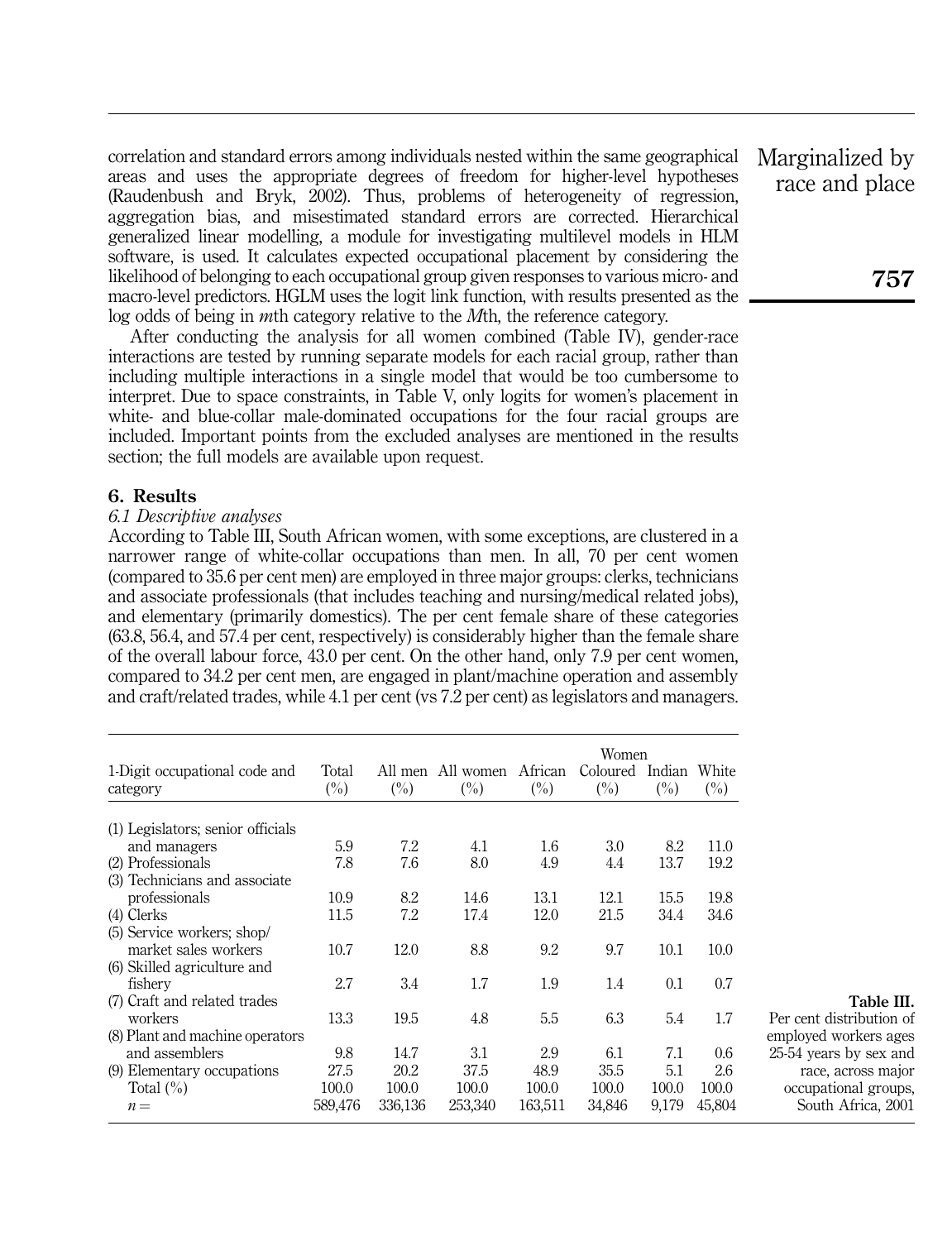correlation and standard errors among individuals nested within the same geographical areas and uses the appropriate degrees of freedom for higher-level hypotheses (Raudenbush and Bryk, 2002). Thus, problems of heterogeneity of regression, aggregation bias, and misestimated standard errors are corrected. Hierarchical generalized linear modelling, a module for investigating multilevel models in HLM software, is used. It calculates expected occupational placement by considering the likelihood of belonging to each occupational group given responses to various micro- and macro-level predictors. HGLM uses the logit link function, with results presented as the log odds of being in *m*th category relative to the *M*th, the reference category.

After conducting the analysis for all women combined (Table IV), gender-race interactions are tested by running separate models for each racial group, rather than including multiple interactions in a single model that would be too cumbersome to interpret. Due to space constraints, in Table V, only logits for women's placement in white- and blue-collar male-dominated occupations for the four racial groups are included. Important points from the excluded analyses are mentioned in the results section; the full models are available upon request.

## 6. Results

### *6.1 Descriptive analyses*

According to Table III, South African women, with some exceptions, are clustered in a narrower range of white-collar occupations than men. In all, 70 per cent women (compared to 35.6 per cent men) are employed in three major groups: clerks, technicians and associate professionals (that includes teaching and nursing/medical related jobs), and elementary (primarily domestics). The per cent female share of these categories (63.8, 56.4, and 57.4 per cent, respectively) is considerably higher than the female share of the overall labour force, 43.0 per cent. On the other hand, only 7.9 per cent women, compared to 34.2 per cent men, are engaged in plant/machine operation and assembly and craft/related trades, while 4.1 per cent (vs 7.2 per cent) as legislators and managers.

| 1-Digit occupational code and category | Total (%) | All men (%) | All women (%) | Women | | | |
|---|---|---|---|---|---|---|---|
| | | | | African (%) | Coloured (%) | Indian (%) | White (%) |
| (1) Legislators; senior officials and managers | 5.9 | 7.2 | 4.1 | 1.6 | 3.0 | 8.2 | 11.0 |
| (2) Professionals | 7.8 | 7.6 | 8.0 | 4.9 | 4.4 | 13.7 | 19.2 |
| (3) Technicians and associate professionals | 10.9 | 8.2 | 14.6 | 13.1 | 12.1 | 15.5 | 19.8 |
| (4) Clerks | 11.5 | 7.2 | 17.4 | 12.0 | 21.5 | 34.4 | 34.6 |
| (5) Service workers; shop/ market sales workers | 10.7 | 12.0 | 8.8 | 9.2 | 9.7 | 10.1 | 10.0 |
| (6) Skilled agriculture and fishery | 2.7 | 3.4 | 1.7 | 1.9 | 1.4 | 0.1 | 0.7 |
| (7) Craft and related trades workers | 13.3 | 19.5 | 4.8 | 5.5 | 6.3 | 5.4 | 1.7 |
| (8) Plant and machine operators and assemblers | 9.8 | 14.7 | 3.1 | 2.9 | 6.1 | 7.1 | 0.6 |
| (9) Elementary occupations | 27.5 | 20.2 | 37.5 | 48.9 | 35.5 | 5.1 | 2.6 |
| Total (%) | 100.0 | 100.0 | 100.0 | 100.0 | 100.0 | 100.0 | 100.0 |
| *n* = | 589,476 | 336,136 | 253,340 | 163,511 | 34,846 | 9,179 | 45,804 |

**Table III.** Per cent distribution of employed workers ages 25-54 years by sex and race, across major occupational groups, South Africa, 2001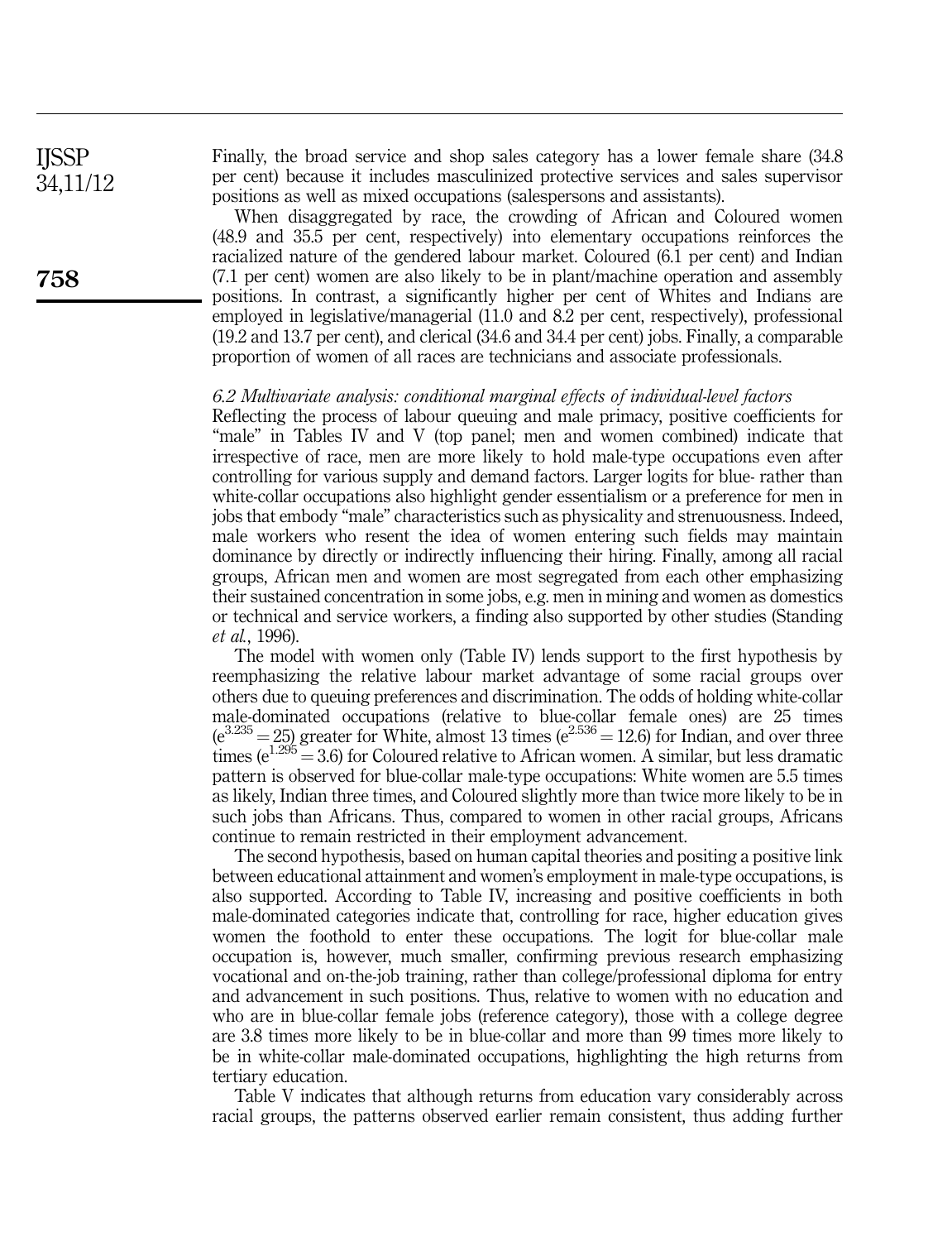Finally, the broad service and shop sales category has a lower female share (34.8 per cent) because it includes masculinized protective services and sales supervisor positions as well as mixed occupations (salespersons and assistants).

When disaggregated by race, the crowding of African and Coloured women (48.9 and 35.5 per cent, respectively) into elementary occupations reinforces the racialized nature of the gendered labour market. Coloured (6.1 per cent) and Indian (7.1 per cent) women are also likely to be in plant/machine operation and assembly positions. In contrast, a significantly higher per cent of Whites and Indians are employed in legislative/managerial (11.0 and 8.2 per cent, respectively), professional (19.2 and 13.7 per cent), and clerical (34.6 and 34.4 per cent) jobs. Finally, a comparable proportion of women of all races are technicians and associate professionals.

### *6.2 Multivariate analysis: conditional marginal effects of individual-level factors*

Reflecting the process of labour queuing and male primacy, positive coefficients for "male" in Tables IV and V (top panel; men and women combined) indicate that irrespective of race, men are more likely to hold male-type occupations even after controlling for various supply and demand factors. Larger logits for blue- rather than white-collar occupations also highlight gender essentialism or a preference for men in jobs that embody "male" characteristics such as physicality and strenuousness. Indeed, male workers who resent the idea of women entering such fields may maintain dominance by directly or indirectly influencing their hiring. Finally, among all racial groups, African men and women are most segregated from each other emphasizing their sustained concentration in some jobs, e.g. men in mining and women as domestics or technical and service workers, a finding also supported by other studies (Standing *et al.*, 1996).

The model with women only (Table IV) lends support to the first hypothesis by reemphasizing the relative labour market advantage of some racial groups over others due to queuing preferences and discrimination. The odds of holding white-collar male-dominated occupations (relative to blue-collar female ones) are 25 times ($e^{3.235} = 25$) greater for White, almost 13 times ($e^{2.536} = 12.6$) for Indian, and over three times ($e^{1.295} = 3.6$) for Coloured relative to African women. A similar, but less dramatic pattern is observed for blue-collar male-type occupations: White women are 5.5 times as likely, Indian three times, and Coloured slightly more than twice more likely to be in such jobs than Africans. Thus, compared to women in other racial groups, Africans continue to remain restricted in their employment advancement.

The second hypothesis, based on human capital theories and positing a positive link between educational attainment and women's employment in male-type occupations, is also supported. According to Table IV, increasing and positive coefficients in both male-dominated categories indicate that, controlling for race, higher education gives women the foothold to enter these occupations. The logit for blue-collar male occupation is, however, much smaller, confirming previous research emphasizing vocational and on-the-job training, rather than college/professional diploma for entry and advancement in such positions. Thus, relative to women with no education and who are in blue-collar female jobs (reference category), those with a college degree are 3.8 times more likely to be in blue-collar and more than 99 times more likely to be in white-collar male-dominated occupations, highlighting the high returns from tertiary education.

Table V indicates that although returns from education vary considerably across racial groups, the patterns observed earlier remain consistent, thus adding further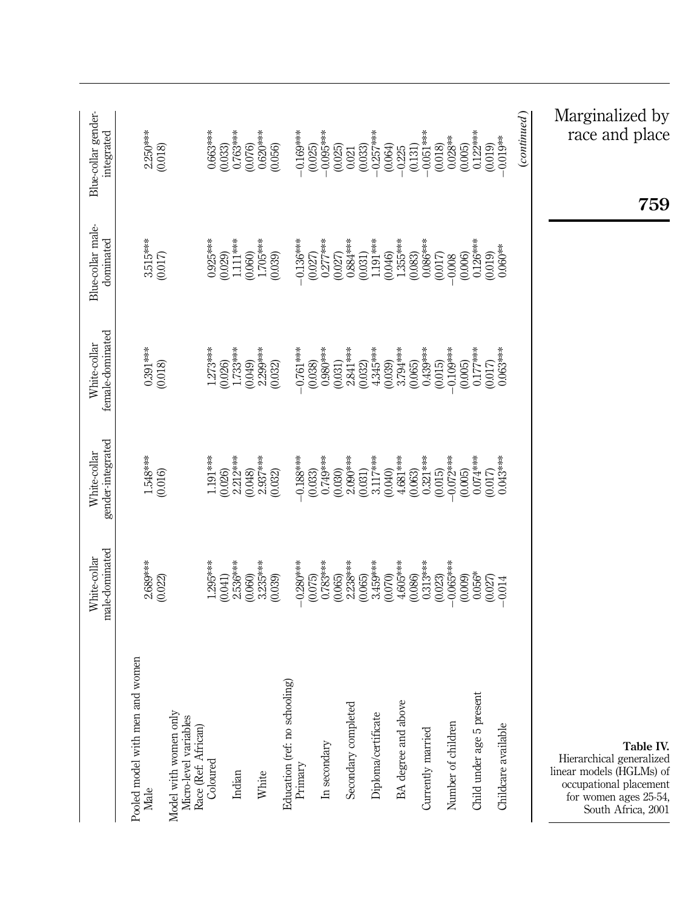**Table IV.** Hierarchical generalized linear models (HGLMs) of occupational placement for women ages 25-54, South Africa, 2001

| | White-collar male-dominated | White-collar gender-integrated | White-collar female-dominated | Blue-collar male-dominated | Blue-collar gender-integrated |
|---|---|---|---|---|---|
| *Pooled model with men and women* | | | | | |
| Male | 2.689*** | 1.548*** | 0.391*** | 3.515*** | 2.250*** |
| | (0.022) | (0.016) | (0.018) | (0.017) | (0.018) |
| *Model with women only* | | | | | |
| *Micro-level variables* | | | | | |
| Race (Ref. African) | | | | | |
| Coloured | 1.295*** | 1.191*** | 1.273*** | 0.925*** | 0.663*** |
| | (0.041) | (0.026) | (0.026) | (0.029) | (0.033) |
| Indian | 2.536*** | 2.212*** | 1.733*** | 1.111*** | 0.763*** |
| | (0.060) | (0.048) | (0.049) | (0.060) | (0.076) |
| White | 3.235*** | 2.937*** | 2.299*** | 1.705*** | 0.620*** |
| | (0.039) | (0.032) | (0.032) | (0.039) | (0.056) |
| Education (ref. no schooling) | | | | | |
| Primary | −0.280*** | −0.188*** | −0.761*** | −0.136*** | −0.169*** |
| | (0.075) | (0.033) | (0.038) | (0.027) | (0.025) |
| In secondary | 0.783*** | 0.749*** | 0.980*** | 0.277*** | −0.095*** |
| | (0.065) | (0.030) | (0.031) | (0.027) | (0.025) |
| Secondary completed | 2.238*** | 2.090*** | 2.841*** | 0.884*** | 0.021 |
| | (0.065) | (0.031) | (0.032) | (0.031) | (0.033) |
| Diploma/certificate | 3.459*** | 3.117*** | 4.345*** | 1.191*** | −0.257*** |
| | (0.070) | (0.040) | (0.039) | (0.046) | (0.064) |
| BA degree and above | 4.605*** | 4.681*** | 3.794*** | 1.355*** | −0.225 |
| | (0.086) | (0.063) | (0.065) | (0.083) | (0.131) |
| Currently married | 0.313*** | 0.321*** | 0.439*** | 0.086*** | −0.051*** |
| | (0.023) | (0.015) | (0.015) | (0.017) | (0.018) |
| Number of children | −0.065*** | −0.072*** | −0.109*** | −0.008 | 0.028** |
| | (0.009) | (0.005) | (0.005) | (0.006) | (0.005) |
| Child under age 5 present | 0.056* | 0.074*** | 0.177*** | 0.126*** | 0.122*** |
| | (0.027) | (0.017) | (0.017) | (0.019) | (0.019) |
| Childcare available | −0.014 | 0.043*** | 0.063*** | 0.060** | −0.019** |

*(continued)*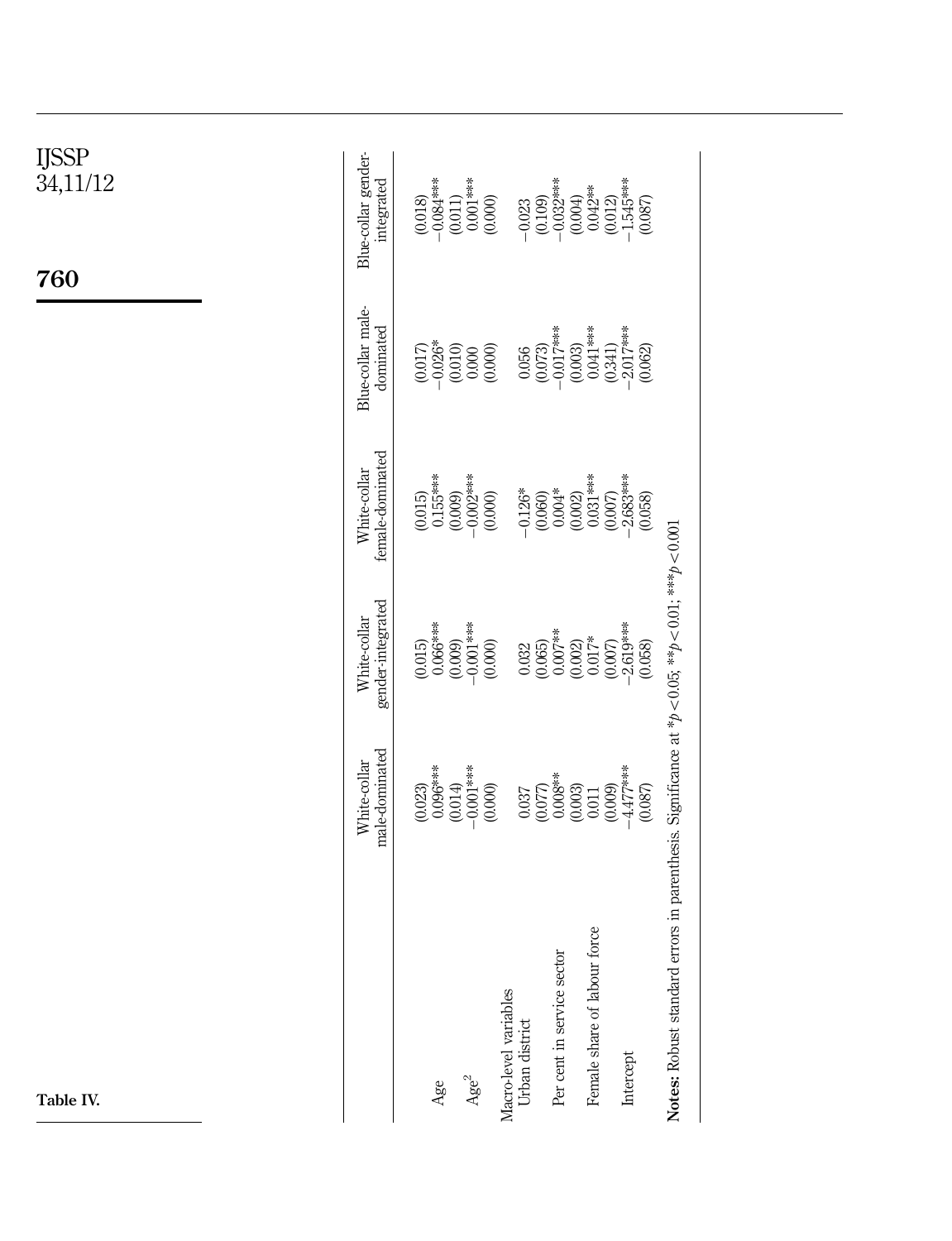**Table IV.**

| | White-collar male-dominated | White-collar gender-integrated | White-collar female-dominated | Blue-collar male-dominated | Blue-collar gender-integrated |
|---|---|---|---|---|---|
| | (0.023) | (0.015) | (0.015) | (0.017) | (0.018) |
| Age | 0.096*** | 0.066*** | 0.155*** | −0.026* | −0.084*** |
| | (0.014) | (0.009) | (0.009) | (0.010) | (0.011) |
| Age$^2$ | −0.001*** | −0.001*** | −0.002*** | 0.000 | 0.001*** |
| | (0.000) | (0.000) | (0.000) | (0.000) | (0.000) |
| Macro-level variables | | | | | |
| Urban district | 0.037 | 0.032 | −0.126* | 0.056 | −0.023 |
| | (0.077) | (0.065) | (0.060) | (0.073) | (0.109) |
| Per cent in service sector | 0.008** | 0.007** | 0.004* | −0.017*** | −0.032*** |
| | (0.003) | (0.002) | (0.002) | (0.003) | (0.004) |
| Female share of labour force | 0.011 | 0.017* | 0.031*** | 0.041*** | 0.042** |
| | (0.009) | (0.007) | (0.007) | (0.341) | (0.012) |
| Intercept | −4.477*** | −2.619*** | −2.683*** | −2.017*** | −1.545*** |
| | (0.087) | (0.058) | (0.058) | (0.062) | (0.087) |

**Notes:** Robust standard errors in parenthesis. Significance at $*p<0.05$; $**p<0.01$; $***p<0.001$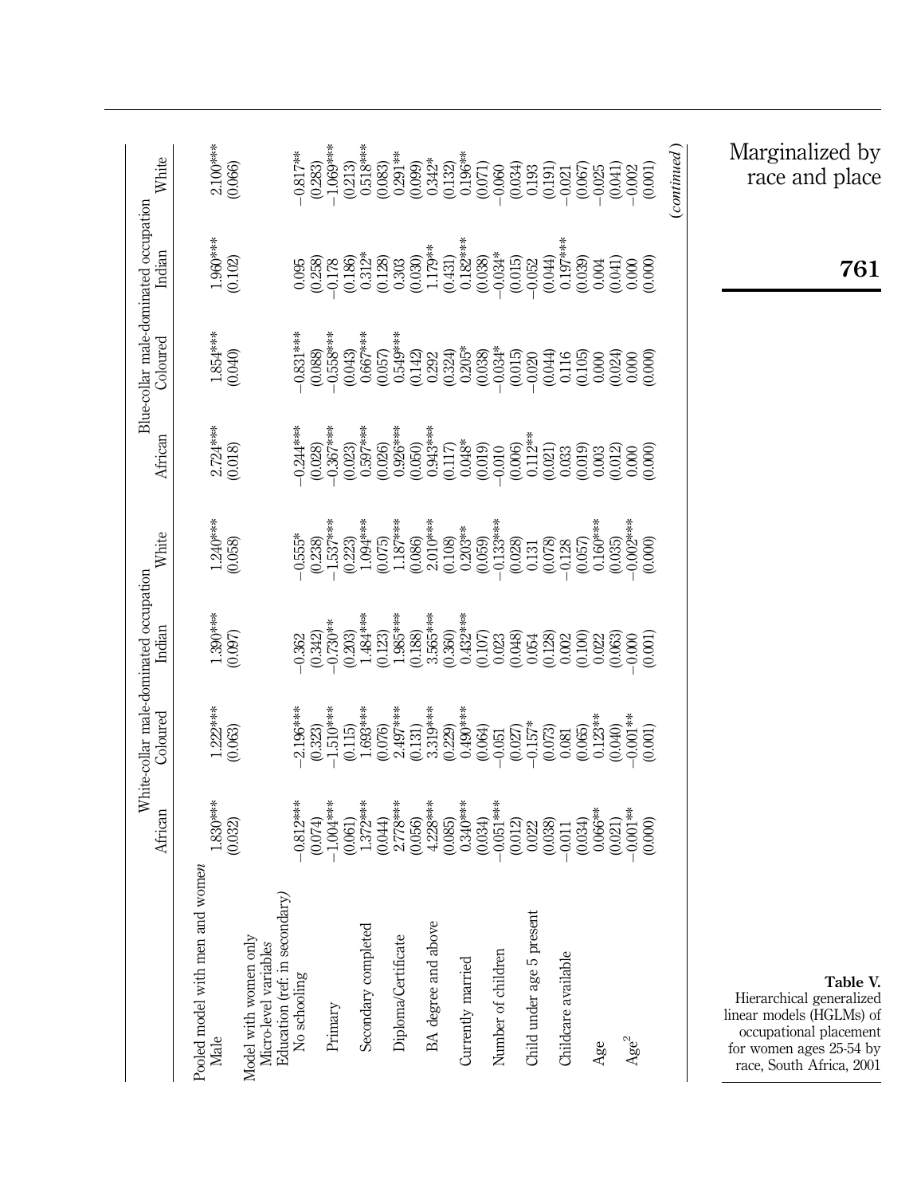**Table V.** Hierarchical generalized linear models (HGLMs) of occupational placement for women ages 25-54 by race, South Africa, 2001

| | White-collar male-dominated occupation | | | | Blue-collar male-dominated occupation | | | |
|---|---|---|---|---|---|---|---|---|
| | African | Coloured | Indian | White | African | Coloured | Indian | White |
| *Pooled model with men and women* | | | | | | | | |
| Male | 1.830*** | 1.222*** | 1.390*** | 1.240*** | 2.724*** | 1.854*** | 1.960*** | 2.100*** |
| | (0.032) | (0.063) | (0.097) | (0.058) | (0.018) | (0.040) | (0.102) | (0.066) |
| *Model with women only* | | | | | | | | |
| *Micro-level variables* | | | | | | | | |
| *Education (ref. in secondary)* | | | | | | | | |
| No schooling | −0.812*** | −2.196*** | −0.362 | −0.555* | −0.244*** | −0.831*** | 0.095 | −0.817** |
| | (0.074) | (0.323) | (0.342) | (0.238) | (0.028) | (0.088) | (0.258) | (0.283) |
| Primary | −1.004*** | −1.510*** | −0.730** | −1.537*** | −0.367*** | −0.558*** | −0.178 | −1.069*** |
| | (0.061) | (0.115) | (0.203) | (0.223) | (0.023) | (0.043) | (0.186) | (0.213) |
| Secondary completed | 1.372*** | 1.693*** | 1.484*** | 1.094*** | 0.597*** | 0.667*** | 0.312* | 0.518*** |
| | (0.044) | (0.076) | (0.123) | (0.075) | (0.026) | (0.057) | (0.128) | (0.083) |
| Diploma/Certificate | 2.778*** | 2.497*** | 1.985*** | 1.187*** | 0.926*** | 0.549*** | 0.303 | 0.291** |
| | (0.056) | (0.131) | (0.188) | (0.086) | (0.050) | (0.142) | (0.030) | (0.099) |
| BA degree and above | 4.228*** | 3.319*** | 3.565*** | 2.010*** | 0.943*** | 0.292 | 1.179** | 0.342* |
| | (0.085) | (0.229) | (0.360) | (0.108) | (0.117) | (0.324) | (0.431) | (0.132) |
| Currently married | 0.340*** | 0.490*** | 0.432*** | 0.203** | 0.048* | 0.205* | 0.182*** | 0.196** |
| | (0.034) | (0.064) | (0.107) | (0.059) | (0.019) | (0.038) | (0.038) | (0.071) |
| Number of children | −0.051*** | −0.051 | 0.023 | −0.133*** | −0.010 | −0.034* | −0.034* | −0.060 |
| | (0.012) | (0.027) | (0.048) | (0.028) | (0.006) | (0.015) | (0.015) | (0.034) |
| Child under age 5 present | 0.022 | −0.157* | 0.054 | 0.131 | 0.112** | −0.020 | −0.052 | 0.193 |
| | (0.038) | (0.073) | (0.128) | (0.078) | (0.021) | (0.044) | (0.044) | (0.191) |
| Childcare available | −0.011 | 0.081 | 0.002 | −0.128 | 0.033 | 0.116 | 0.197*** | −0.021 |
| | (0.034) | (0.065) | (0.100) | (0.057) | (0.019) | (0.105) | (0.039) | (0.067) |
| Age | 0.066** | 0.123** | 0.022 | 0.160*** | 0.003 | 0.000 | 0.004 | −0.025 |
| | (0.021) | (0.040) | (0.063) | (0.035) | (0.012) | (0.024) | (0.041) | (0.041) |
| $Age^2$ | −0.001** | −0.001** | −0.000 | −0.002*** | 0.000 | 0.000 | 0.000 | −0.002 |
| | (0.000) | (0.001) | (0.001) | (0.000) | (0.000) | (0.000) | (0.000) | (0.001) |

*(continued)*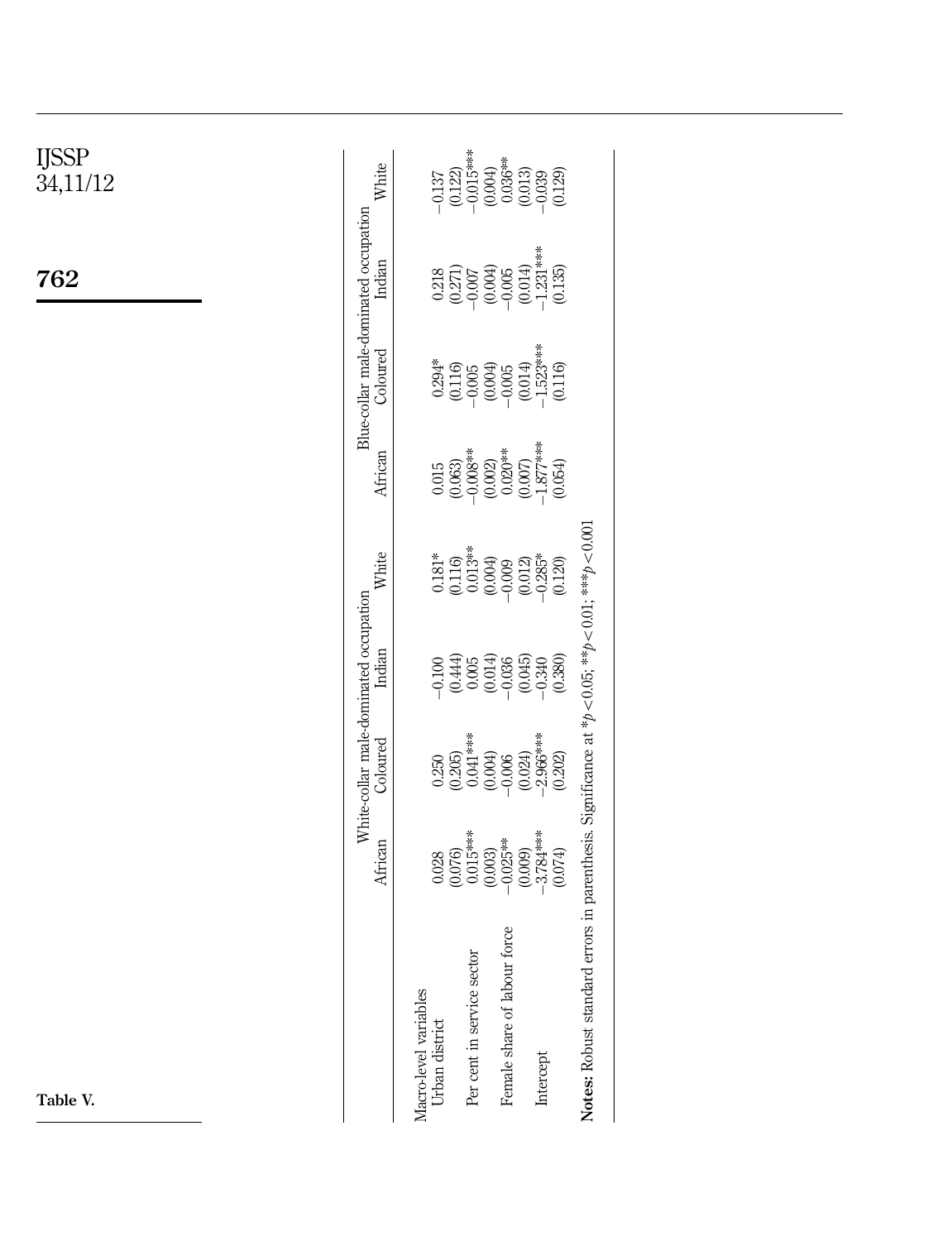**Table V.**

| | White-collar male-dominated occupation | | | | Blue-collar male-dominated occupation | | | |
|---|---|---|---|---|---|---|---|---|
| | African | Coloured | Indian | White | African | Coloured | Indian | White |
| Macro-level variables | | | | | | | | |
| Urban district | 0.028 | 0.250 | −0.100 | 0.181* | 0.015 | 0.294* | 0.218 | −0.137 |
| | (0.076) | (0.205) | (0.444) | (0.116) | (0.063) | (0.116) | (0.271) | (0.122) |
| Per cent in service sector | 0.015*** | 0.041*** | 0.005 | 0.013** | −0.008** | −0.005 | −0.007 | −0.015*** |
| | (0.003) | (0.004) | (0.014) | (0.004) | (0.002) | (0.004) | (0.004) | (0.004) |
| Female share of labour force | −0.025** | −0.006 | −0.036 | −0.009 | 0.020** | −0.005 | −0.005 | 0.036** |
| | (0.009) | (0.024) | (0.045) | (0.012) | (0.007) | (0.014) | (0.014) | (0.013) |
| Intercept | −3.784*** | −2.966*** | −0.340 | −0.285* | −1.877*** | −1.523*** | −1.231*** | −0.039 |
| | (0.074) | (0.202) | (0.380) | (0.120) | (0.054) | (0.116) | (0.135) | (0.129) |

**Notes:** Robust standard errors in parenthesis. Significance at $*p < 0.05$; $**p < 0.01$; $***p < 0.001$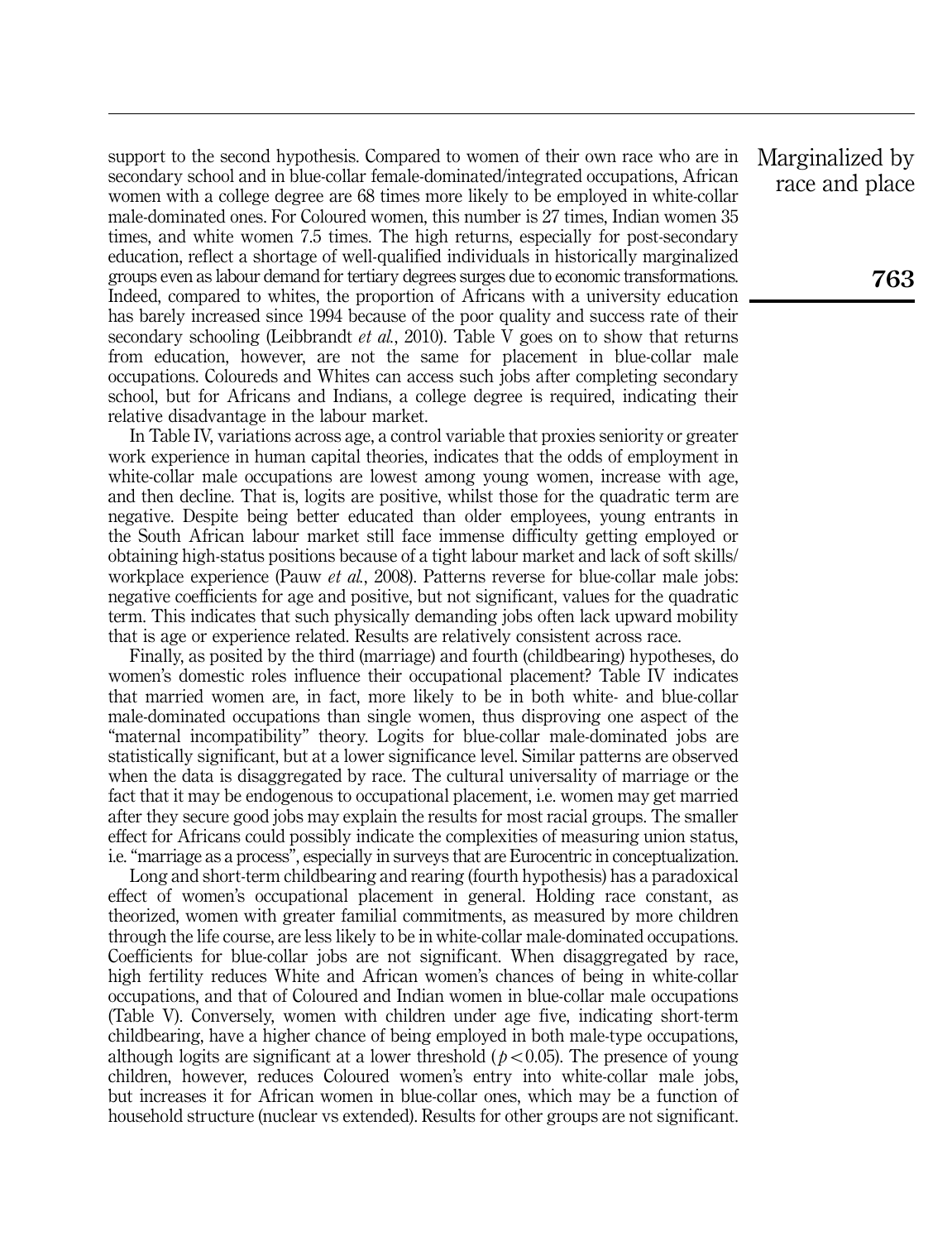support to the second hypothesis. Compared to women of their own race who are in secondary school and in blue-collar female-dominated/integrated occupations, African women with a college degree are 68 times more likely to be employed in white-collar male-dominated ones. For Coloured women, this number is 27 times, Indian women 35 times, and white women 7.5 times. The high returns, especially for post-secondary education, reflect a shortage of well-qualified individuals in historically marginalized groups even as labour demand for tertiary degrees surges due to economic transformations. Indeed, compared to whites, the proportion of Africans with a university education has barely increased since 1994 because of the poor quality and success rate of their secondary schooling (Leibbrandt *et al.*, 2010). Table V goes on to show that returns from education, however, are not the same for placement in blue-collar male occupations. Coloureds and Whites can access such jobs after completing secondary school, but for Africans and Indians, a college degree is required, indicating their relative disadvantage in the labour market.

In Table IV, variations across age, a control variable that proxies seniority or greater work experience in human capital theories, indicates that the odds of employment in white-collar male occupations are lowest among young women, increase with age, and then decline. That is, logits are positive, whilst those for the quadratic term are negative. Despite being better educated than older employees, young entrants in the South African labour market still face immense difficulty getting employed or obtaining high-status positions because of a tight labour market and lack of soft skills/workplace experience (Pauw *et al.*, 2008). Patterns reverse for blue-collar male jobs: negative coefficients for age and positive, but not significant, values for the quadratic term. This indicates that such physically demanding jobs often lack upward mobility that is age or experience related. Results are relatively consistent across race.

Finally, as posited by the third (marriage) and fourth (childbearing) hypotheses, do women's domestic roles influence their occupational placement? Table IV indicates that married women are, in fact, more likely to be in both white- and blue-collar male-dominated occupations than single women, thus disproving one aspect of the "maternal incompatibility" theory. Logits for blue-collar male-dominated jobs are statistically significant, but at a lower significance level. Similar patterns are observed when the data is disaggregated by race. The cultural universality of marriage or the fact that it may be endogenous to occupational placement, i.e. women may get married after they secure good jobs may explain the results for most racial groups. The smaller effect for Africans could possibly indicate the complexities of measuring union status, i.e. "marriage as a process", especially in surveys that are Eurocentric in conceptualization.

Long and short-term childbearing and rearing (fourth hypothesis) has a paradoxical effect of women's occupational placement in general. Holding race constant, as theorized, women with greater familial commitments, as measured by more children through the life course, are less likely to be in white-collar male-dominated occupations. Coefficients for blue-collar jobs are not significant. When disaggregated by race, high fertility reduces White and African women's chances of being in white-collar occupations, and that of Coloured and Indian women in blue-collar male occupations (Table V). Conversely, women with children under age five, indicating short-term childbearing, have a higher chance of being employed in both male-type occupations, although logits are significant at a lower threshold ($p < 0.05$). The presence of young children, however, reduces Coloured women's entry into white-collar male jobs, but increases it for African women in blue-collar ones, which may be a function of household structure (nuclear vs extended). Results for other groups are not significant.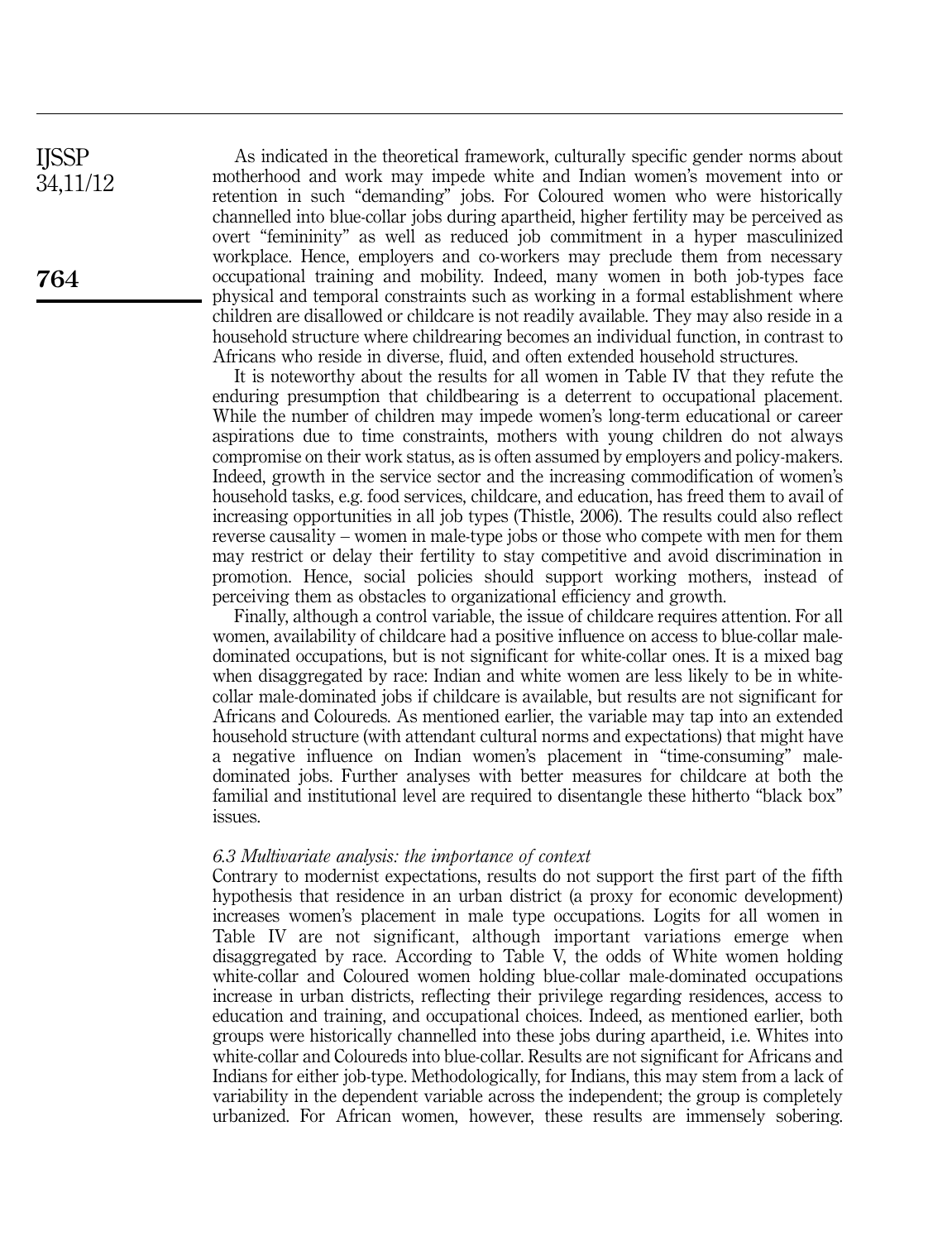As indicated in the theoretical framework, culturally specific gender norms about motherhood and work may impede white and Indian women's movement into or retention in such "demanding" jobs. For Coloured women who were historically channelled into blue-collar jobs during apartheid, higher fertility may be perceived as overt "femininity" as well as reduced job commitment in a hyper masculinized workplace. Hence, employers and co-workers may preclude them from necessary occupational training and mobility. Indeed, many women in both job-types face physical and temporal constraints such as working in a formal establishment where children are disallowed or childcare is not readily available. They may also reside in a household structure where childrearing becomes an individual function, in contrast to Africans who reside in diverse, fluid, and often extended household structures.

It is noteworthy about the results for all women in Table IV that they refute the enduring presumption that childbearing is a deterrent to occupational placement. While the number of children may impede women's long-term educational or career aspirations due to time constraints, mothers with young children do not always compromise on their work status, as is often assumed by employers and policy-makers. Indeed, growth in the service sector and the increasing commodification of women's household tasks, e.g. food services, childcare, and education, has freed them to avail of increasing opportunities in all job types (Thistle, 2006). The results could also reflect reverse causality – women in male-type jobs or those who compete with men for them may restrict or delay their fertility to stay competitive and avoid discrimination in promotion. Hence, social policies should support working mothers, instead of perceiving them as obstacles to organizational efficiency and growth.

Finally, although a control variable, the issue of childcare requires attention. For all women, availability of childcare had a positive influence on access to blue-collar male-dominated occupations, but is not significant for white-collar ones. It is a mixed bag when disaggregated by race: Indian and white women are less likely to be in white-collar male-dominated jobs if childcare is available, but results are not significant for Africans and Coloureds. As mentioned earlier, the variable may tap into an extended household structure (with attendant cultural norms and expectations) that might have a negative influence on Indian women's placement in "time-consuming" male-dominated jobs. Further analyses with better measures for childcare at both the familial and institutional level are required to disentangle these hitherto "black box" issues.

### *6.3 Multivariate analysis: the importance of context*

Contrary to modernist expectations, results do not support the first part of the fifth hypothesis that residence in an urban district (a proxy for economic development) increases women's placement in male type occupations. Logits for all women in Table IV are not significant, although important variations emerge when disaggregated by race. According to Table V, the odds of White women holding white-collar and Coloured women holding blue-collar male-dominated occupations increase in urban districts, reflecting their privilege regarding residences, access to education and training, and occupational choices. Indeed, as mentioned earlier, both groups were historically channelled into these jobs during apartheid, i.e. Whites into white-collar and Coloureds into blue-collar. Results are not significant for Africans and Indians for either job-type. Methodologically, for Indians, this may stem from a lack of variability in the dependent variable across the independent; the group is completely urbanized. For African women, however, these results are immensely sobering.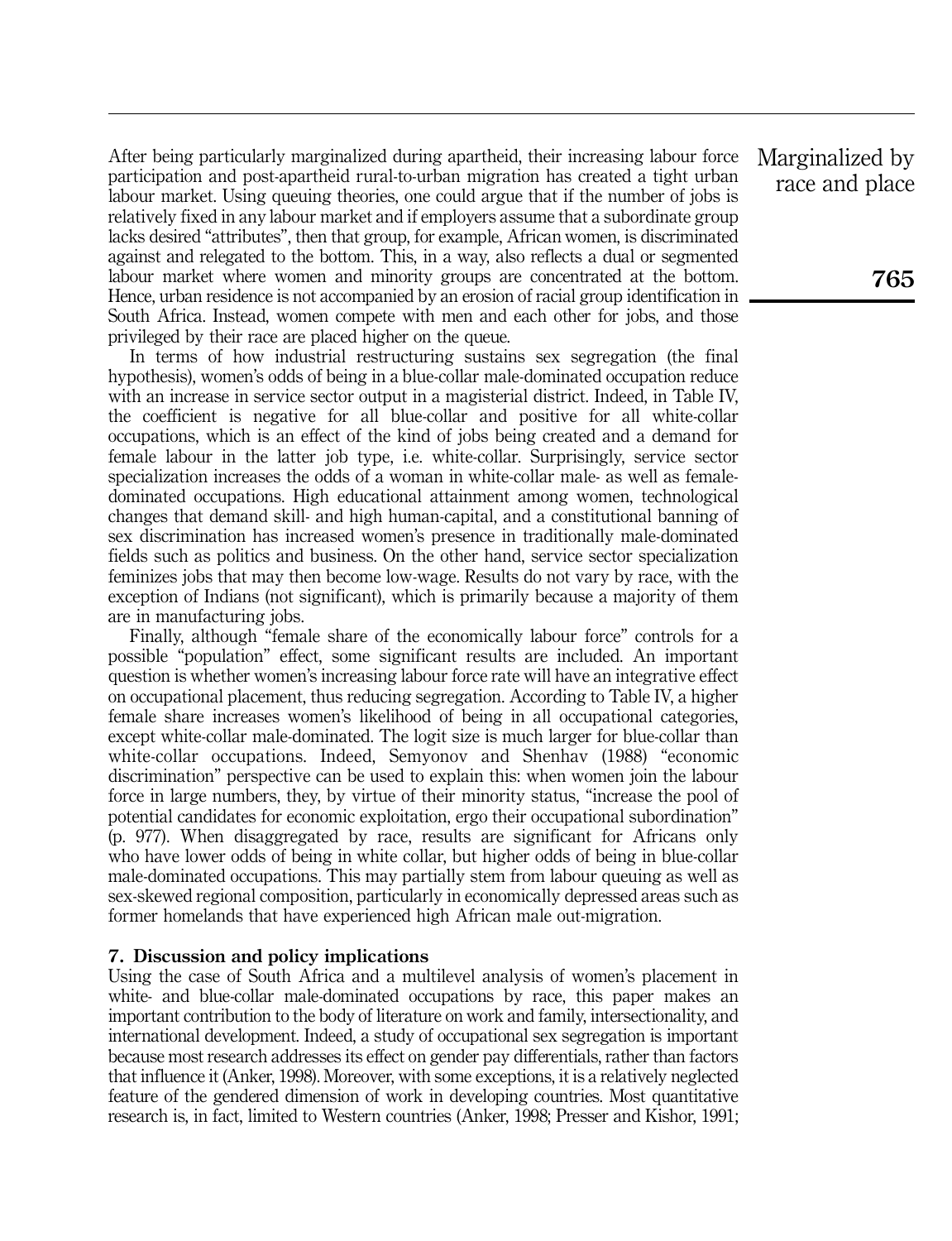After being particularly marginalized during apartheid, their increasing labour force participation and post-apartheid rural-to-urban migration has created a tight urban labour market. Using queuing theories, one could argue that if the number of jobs is relatively fixed in any labour market and if employers assume that a subordinate group lacks desired "attributes", then that group, for example, African women, is discriminated against and relegated to the bottom. This, in a way, also reflects a dual or segmented labour market where women and minority groups are concentrated at the bottom. Hence, urban residence is not accompanied by an erosion of racial group identification in South Africa. Instead, women compete with men and each other for jobs, and those privileged by their race are placed higher on the queue.

In terms of how industrial restructuring sustains sex segregation (the final hypothesis), women's odds of being in a blue-collar male-dominated occupation reduce with an increase in service sector output in a magisterial district. Indeed, in Table IV, the coefficient is negative for all blue-collar and positive for all white-collar occupations, which is an effect of the kind of jobs being created and a demand for female labour in the latter job type, i.e. white-collar. Surprisingly, service sector specialization increases the odds of a woman in white-collar male- as well as female-dominated occupations. High educational attainment among women, technological changes that demand skill- and high human-capital, and a constitutional banning of sex discrimination has increased women's presence in traditionally male-dominated fields such as politics and business. On the other hand, service sector specialization feminizes jobs that may then become low-wage. Results do not vary by race, with the exception of Indians (not significant), which is primarily because a majority of them are in manufacturing jobs.

Finally, although "female share of the economically labour force" controls for a possible "population" effect, some significant results are included. An important question is whether women's increasing labour force rate will have an integrative effect on occupational placement, thus reducing segregation. According to Table IV, a higher female share increases women's likelihood of being in all occupational categories, except white-collar male-dominated. The logit size is much larger for blue-collar than white-collar occupations. Indeed, Semyonov and Shenhav (1988) "economic discrimination" perspective can be used to explain this: when women join the labour force in large numbers, they, by virtue of their minority status, "increase the pool of potential candidates for economic exploitation, ergo their occupational subordination" (p. 977). When disaggregated by race, results are significant for Africans only who have lower odds of being in white collar, but higher odds of being in blue-collar male-dominated occupations. This may partially stem from labour queuing as well as sex-skewed regional composition, particularly in economically depressed areas such as former homelands that have experienced high African male out-migration.

## 7. Discussion and policy implications

Using the case of South Africa and a multilevel analysis of women's placement in white- and blue-collar male-dominated occupations by race, this paper makes an important contribution to the body of literature on work and family, intersectionality, and international development. Indeed, a study of occupational sex segregation is important because most research addresses its effect on gender pay differentials, rather than factors that influence it (Anker, 1998). Moreover, with some exceptions, it is a relatively neglected feature of the gendered dimension of work in developing countries. Most quantitative research is, in fact, limited to Western countries (Anker, 1998; Presser and Kishor, 1991;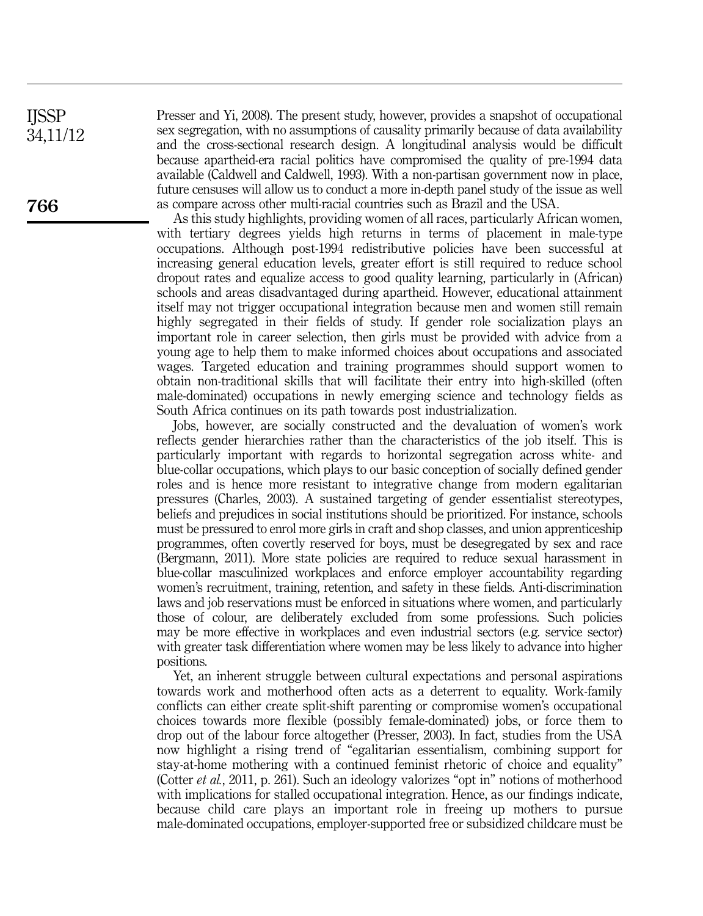Presser and Yi, 2008). The present study, however, provides a snapshot of occupational sex segregation, with no assumptions of causality primarily because of data availability and the cross-sectional research design. A longitudinal analysis would be difficult because apartheid-era racial politics have compromised the quality of pre-1994 data available (Caldwell and Caldwell, 1993). With a non-partisan government now in place, future censuses will allow us to conduct a more in-depth panel study of the issue as well as compare across other multi-racial countries such as Brazil and the USA.

As this study highlights, providing women of all races, particularly African women, with tertiary degrees yields high returns in terms of placement in male-type occupations. Although post-1994 redistributive policies have been successful at increasing general education levels, greater effort is still required to reduce school dropout rates and equalize access to good quality learning, particularly in (African) schools and areas disadvantaged during apartheid. However, educational attainment itself may not trigger occupational integration because men and women still remain highly segregated in their fields of study. If gender role socialization plays an important role in career selection, then girls must be provided with advice from a young age to help them to make informed choices about occupations and associated wages. Targeted education and training programmes should support women to obtain non-traditional skills that will facilitate their entry into high-skilled (often male-dominated) occupations in newly emerging science and technology fields as South Africa continues on its path towards post industrialization.

Jobs, however, are socially constructed and the devaluation of women's work reflects gender hierarchies rather than the characteristics of the job itself. This is particularly important with regards to horizontal segregation across white- and blue-collar occupations, which plays to our basic conception of socially defined gender roles and is hence more resistant to integrative change from modern egalitarian pressures (Charles, 2003). A sustained targeting of gender essentialist stereotypes, beliefs and prejudices in social institutions should be prioritized. For instance, schools must be pressured to enrol more girls in craft and shop classes, and union apprenticeship programmes, often covertly reserved for boys, must be desegregated by sex and race (Bergmann, 2011). More state policies are required to reduce sexual harassment in blue-collar masculinized workplaces and enforce employer accountability regarding women's recruitment, training, retention, and safety in these fields. Anti-discrimination laws and job reservations must be enforced in situations where women, and particularly those of colour, are deliberately excluded from some professions. Such policies may be more effective in workplaces and even industrial sectors (e.g. service sector) with greater task differentiation where women may be less likely to advance into higher positions.

Yet, an inherent struggle between cultural expectations and personal aspirations towards work and motherhood often acts as a deterrent to equality. Work-family conflicts can either create split-shift parenting or compromise women's occupational choices towards more flexible (possibly female-dominated) jobs, or force them to drop out of the labour force altogether (Presser, 2003). In fact, studies from the USA now highlight a rising trend of "egalitarian essentialism, combining support for stay-at-home mothering with a continued feminist rhetoric of choice and equality" (Cotter *et al.*, 2011, p. 261). Such an ideology valorizes "opt in" notions of motherhood with implications for stalled occupational integration. Hence, as our findings indicate, because child care plays an important role in freeing up mothers to pursue male-dominated occupations, employer-supported free or subsidized childcare must be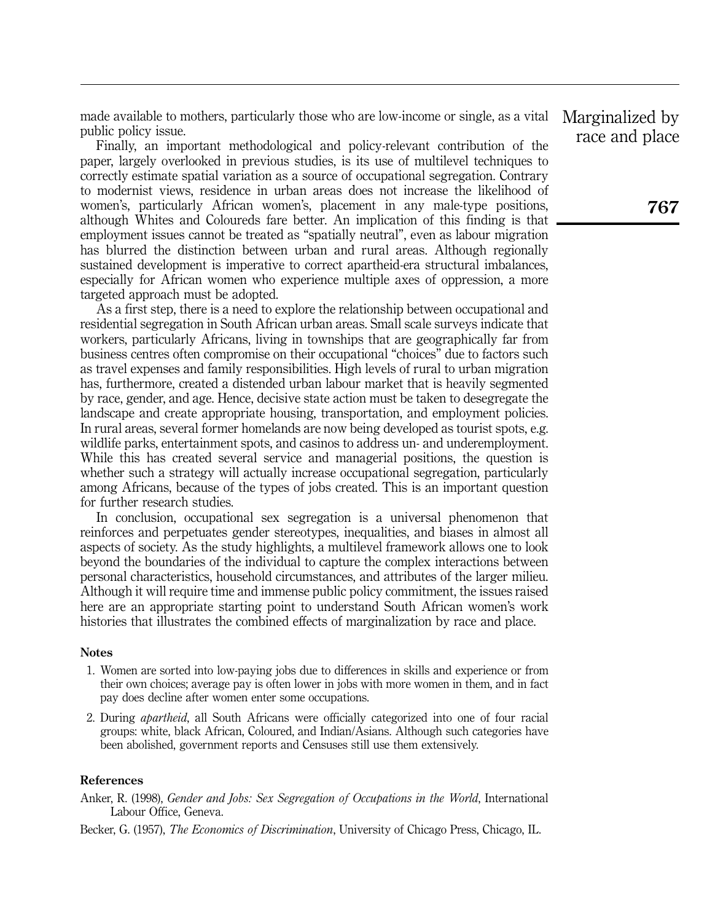made available to mothers, particularly those who are low-income or single, as a vital public policy issue.

Finally, an important methodological and policy-relevant contribution of the paper, largely overlooked in previous studies, is its use of multilevel techniques to correctly estimate spatial variation as a source of occupational segregation. Contrary to modernist views, residence in urban areas does not increase the likelihood of women's, particularly African women's, placement in any male-type positions, although Whites and Coloureds fare better. An implication of this finding is that employment issues cannot be treated as "spatially neutral", even as labour migration has blurred the distinction between urban and rural areas. Although regionally sustained development is imperative to correct apartheid-era structural imbalances, especially for African women who experience multiple axes of oppression, a more targeted approach must be adopted.

As a first step, there is a need to explore the relationship between occupational and residential segregation in South African urban areas. Small scale surveys indicate that workers, particularly Africans, living in townships that are geographically far from business centres often compromise on their occupational "choices" due to factors such as travel expenses and family responsibilities. High levels of rural to urban migration has, furthermore, created a distended urban labour market that is heavily segmented by race, gender, and age. Hence, decisive state action must be taken to desegregate the landscape and create appropriate housing, transportation, and employment policies. In rural areas, several former homelands are now being developed as tourist spots, e.g. wildlife parks, entertainment spots, and casinos to address un- and underemployment. While this has created several service and managerial positions, the question is whether such a strategy will actually increase occupational segregation, particularly among Africans, because of the types of jobs created. This is an important question for further research studies.

In conclusion, occupational sex segregation is a universal phenomenon that reinforces and perpetuates gender stereotypes, inequalities, and biases in almost all aspects of society. As the study highlights, a multilevel framework allows one to look beyond the boundaries of the individual to capture the complex interactions between personal characteristics, household circumstances, and attributes of the larger milieu. Although it will require time and immense public policy commitment, the issues raised here are an appropriate starting point to understand South African women's work histories that illustrates the combined effects of marginalization by race and place.

#### Notes

1. Women are sorted into low-paying jobs due to differences in skills and experience or from their own choices; average pay is often lower in jobs with more women in them, and in fact pay does decline after women enter some occupations.
2. During *apartheid*, all South Africans were officially categorized into one of four racial groups: white, black African, Coloured, and Indian/Asians. Although such categories have been abolished, government reports and Censuses still use them extensively.

#### References

Anker, R. (1998), *Gender and Jobs: Sex Segregation of Occupations in the World*, International Labour Office, Geneva.

Becker, G. (1957), *The Economics of Discrimination*, University of Chicago Press, Chicago, IL.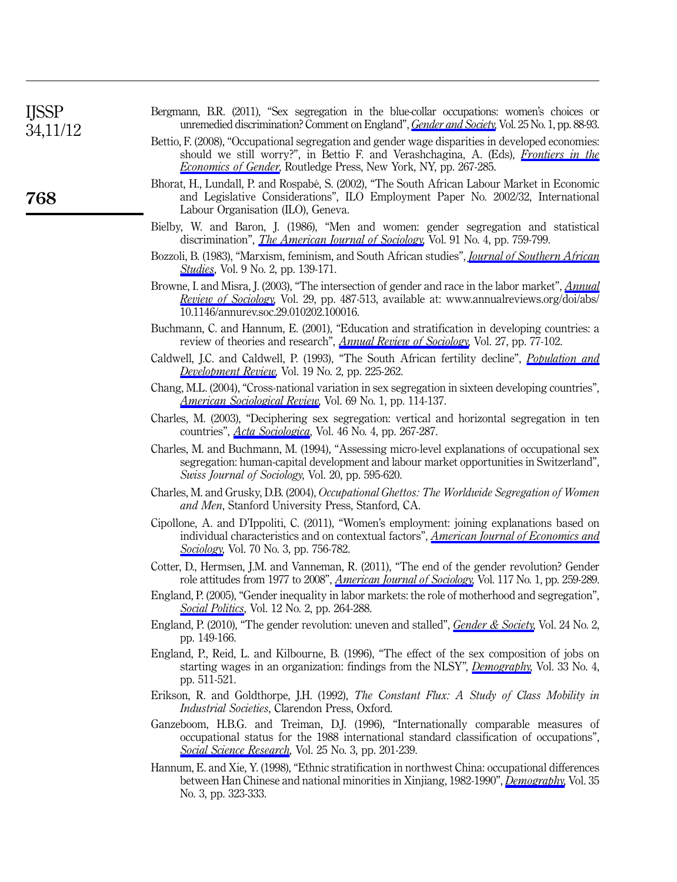Bergmann, B.R. (2011), "Sex segregation in the blue-collar occupations: women's choices or unremedied discrimination? Comment on England", *Gender and Society*, Vol. 25 No. 1, pp. 88-93.

Bettio, F. (2008), "Occupational segregation and gender wage disparities in developed economies: should we still worry?", in Bettio F. and Verashchagina, A. (Eds), *Frontiers in the Economics of Gender*, Routledge Press, New York, NY, pp. 267-285.

Bhorat, H., Lundall, P. and Rospabé, S. (2002), "The South African Labour Market in Economic and Legislative Considerations", ILO Employment Paper No. 2002/32, International Labour Organisation (ILO), Geneva.

Bielby, W. and Baron, J. (1986), "Men and women: gender segregation and statistical discrimination", *The American Journal of Sociology*, Vol. 91 No. 4, pp. 759-799.

Bozzoli, B. (1983), "Marxism, feminism, and South African studies", *Journal of Southern African Studies*, Vol. 9 No. 2, pp. 139-171.

Browne, I. and Misra, J. (2003), "The intersection of gender and race in the labor market", *Annual Review of Sociology*, Vol. 29, pp. 487-513, available at: www.annualreviews.org/doi/abs/10.1146/annurev.soc.29.010202.100016.

Buchmann, C. and Hannum, E. (2001), "Education and stratification in developing countries: a review of theories and research", *Annual Review of Sociology*, Vol. 27, pp. 77-102.

Caldwell, J.C. and Caldwell, P. (1993), "The South African fertility decline", *Population and Development Review*, Vol. 19 No. 2, pp. 225-262.

Chang, M.L. (2004), "Cross-national variation in sex segregation in sixteen developing countries", *American Sociological Review*, Vol. 69 No. 1, pp. 114-137.

Charles, M. (2003), "Deciphering sex segregation: vertical and horizontal segregation in ten countries", *Acta Sociologica*, Vol. 46 No. 4, pp. 267-287.

Charles, M. and Buchmann, M. (1994), "Assessing micro-level explanations of occupational sex segregation: human-capital development and labour market opportunities in Switzerland", *Swiss Journal of Sociology*, Vol. 20, pp. 595-620.

Charles, M. and Grusky, D.B. (2004), *Occupational Ghettos: The Worldwide Segregation of Women and Men*, Stanford University Press, Stanford, CA.

Cipollone, A. and D'Ippoliti, C. (2011), "Women's employment: joining explanations based on individual characteristics and on contextual factors", *American Journal of Economics and Sociology*, Vol. 70 No. 3, pp. 756-782.

Cotter, D., Hermsen, J.M. and Vanneman, R. (2011), "The end of the gender revolution? Gender role attitudes from 1977 to 2008", *American Journal of Sociology*, Vol. 117 No. 1, pp. 259-289.

England, P. (2005), "Gender inequality in labor markets: the role of motherhood and segregation", *Social Politics*, Vol. 12 No. 2, pp. 264-288.

England, P. (2010), "The gender revolution: uneven and stalled", *Gender & Society*, Vol. 24 No. 2, pp. 149-166.

England, P., Reid, L. and Kilbourne, B. (1996), "The effect of the sex composition of jobs on starting wages in an organization: findings from the NLSY", *Demography*, Vol. 33 No. 4, pp. 511-521.

Erikson, R. and Goldthorpe, J.H. (1992), *The Constant Flux: A Study of Class Mobility in Industrial Societies*, Clarendon Press, Oxford.

Ganzeboom, H.B.G. and Treiman, D.J. (1996), "Internationally comparable measures of occupational status for the 1988 international standard classification of occupations", *Social Science Research*, Vol. 25 No. 3, pp. 201-239.

Hannum, E. and Xie, Y. (1998), "Ethnic stratification in northwest China: occupational differences between Han Chinese and national minorities in Xinjiang, 1982-1990", *Demography*, Vol. 35 No. 3, pp. 323-333.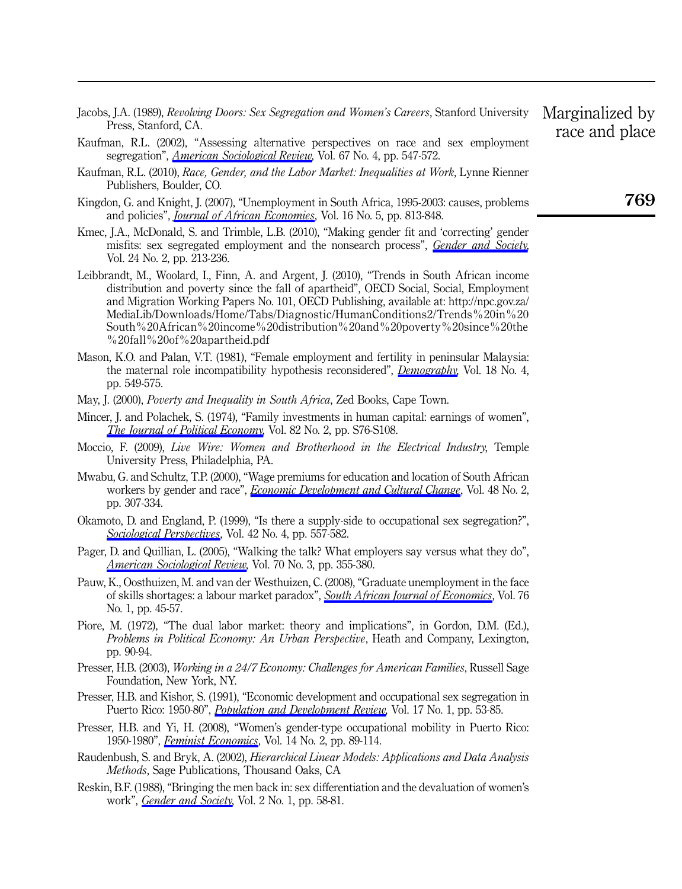Jacobs, J.A. (1989), *Revolving Doors: Sex Segregation and Women's Careers*, Stanford University Press, Stanford, CA.

Kaufman, R.L. (2002), "Assessing alternative perspectives on race and sex employment segregation", *American Sociological Review*, Vol. 67 No. 4, pp. 547-572.

Kaufman, R.L. (2010), *Race, Gender, and the Labor Market: Inequalities at Work*, Lynne Rienner Publishers, Boulder, CO.

Kingdon, G. and Knight, J. (2007), "Unemployment in South Africa, 1995-2003: causes, problems and policies", *Journal of African Economies*, Vol. 16 No. 5, pp. 813-848.

Kmec, J.A., McDonald, S. and Trimble, L.B. (2010), "Making gender fit and 'correcting' gender misfits: sex segregated employment and the nonsearch process", *Gender and Society*, Vol. 24 No. 2, pp. 213-236.

Leibbrandt, M., Woolard, I., Finn, A. and Argent, J. (2010), "Trends in South African income distribution and poverty since the fall of apartheid", OECD Social, Social, Employment and Migration Working Papers No. 101, OECD Publishing, available at: http://npc.gov.za/MediaLib/Downloads/Home/Tabs/Diagnostic/HumanConditions2/Trends%20in%20South%20African%20income%20distribution%20and%20poverty%20since%20the%20fall%20of%20apartheid.pdf

Mason, K.O. and Palan, V.T. (1981), "Female employment and fertility in peninsular Malaysia: the maternal role incompatibility hypothesis reconsidered", *Demography*, Vol. 18 No. 4, pp. 549-575.

May, J. (2000), *Poverty and Inequality in South Africa*, Zed Books, Cape Town.

Mincer, J. and Polachek, S. (1974), "Family investments in human capital: earnings of women", *The Journal of Political Economy*, Vol. 82 No. 2, pp. S76-S108.

Moccio, F. (2009), *Live Wire: Women and Brotherhood in the Electrical Industry*, Temple University Press, Philadelphia, PA.

Mwabu, G. and Schultz, T.P. (2000), "Wage premiums for education and location of South African workers by gender and race", *Economic Development and Cultural Change*, Vol. 48 No. 2, pp. 307-334.

Okamoto, D. and England, P. (1999), "Is there a supply-side to occupational sex segregation?", *Sociological Perspectives*, Vol. 42 No. 4, pp. 557-582.

Pager, D. and Quillian, L. (2005), "Walking the talk? What employers say versus what they do", *American Sociological Review*, Vol. 70 No. 3, pp. 355-380.

Pauw, K., Oosthuizen, M. and van der Westhuizen, C. (2008), "Graduate unemployment in the face of skills shortages: a labour market paradox", *South African Journal of Economics*, Vol. 76 No. 1, pp. 45-57.

Piore, M. (1972), "The dual labor market: theory and implications", in Gordon, D.M. (Ed.), *Problems in Political Economy: An Urban Perspective*, Heath and Company, Lexington, pp. 90-94.

Presser, H.B. (2003), *Working in a 24/7 Economy: Challenges for American Families*, Russell Sage Foundation, New York, NY.

Presser, H.B. and Kishor, S. (1991), "Economic development and occupational sex segregation in Puerto Rico: 1950-80", *Population and Development Review*, Vol. 17 No. 1, pp. 53-85.

Presser, H.B. and Yi, H. (2008), "Women's gender-type occupational mobility in Puerto Rico: 1950-1980", *Feminist Economics*, Vol. 14 No. 2, pp. 89-114.

Raudenbush, S. and Bryk, A. (2002), *Hierarchical Linear Models: Applications and Data Analysis Methods*, Sage Publications, Thousand Oaks, CA

Reskin, B.F. (1988), "Bringing the men back in: sex differentiation and the devaluation of women's work", *Gender and Society*, Vol. 2 No. 1, pp. 58-81.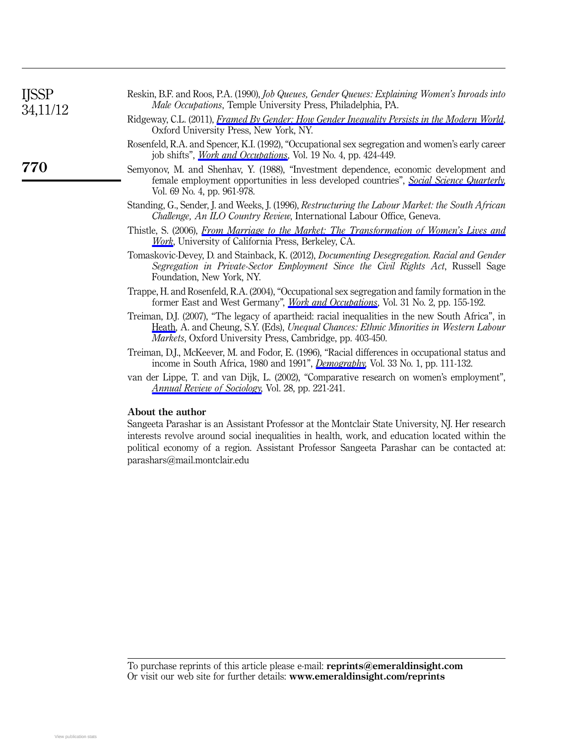Reskin, B.F. and Roos, P.A. (1990), *Job Queues, Gender Queues: Explaining Women's Inroads into Male Occupations*, Temple University Press, Philadelphia, PA.

Ridgeway, C.L. (2011), *Framed By Gender: How Gender Inequality Persists in the Modern World*, Oxford University Press, New York, NY.

Rosenfeld, R.A. and Spencer, K.I. (1992), "Occupational sex segregation and women's early career job shifts", *Work and Occupations*, Vol. 19 No. 4, pp. 424-449.

Semyonov, M. and Shenhav, Y. (1988), "Investment dependence, economic development and female employment opportunities in less developed countries", *Social Science Quarterly*, Vol. 69 No. 4, pp. 961-978.

Standing, G., Sender, J. and Weeks, J. (1996), *Restructuring the Labour Market: the South African Challenge, An ILO Country Review*, International Labour Office, Geneva.

Thistle, S. (2006), *From Marriage to the Market: The Transformation of Women's Lives and Work*, University of California Press, Berkeley, CA.

Tomaskovic-Devey, D. and Stainback, K. (2012), *Documenting Desegregation. Racial and Gender Segregation in Private-Sector Employment Since the Civil Rights Act*, Russell Sage Foundation, New York, NY.

Trappe, H. and Rosenfeld, R.A. (2004), "Occupational sex segregation and family formation in the former East and West Germany", *Work and Occupations*, Vol. 31 No. 2, pp. 155-192.

Treiman, D.J. (2007), "The legacy of apartheid: racial inequalities in the new South Africa", in Heath, A. and Cheung, S.Y. (Eds), *Unequal Chances: Ethnic Minorities in Western Labour Markets*, Oxford University Press, Cambridge, pp. 403-450.

Treiman, D.J., McKeever, M. and Fodor, E. (1996), "Racial differences in occupational status and income in South Africa, 1980 and 1991", *Demography*, Vol. 33 No. 1, pp. 111-132.

van der Lippe, T. and van Dijk, L. (2002), "Comparative research on women's employment", *Annual Review of Sociology*, Vol. 28, pp. 221-241.

## About the author

Sangeeta Parashar is an Assistant Professor at the Montclair State University, NJ. Her research interests revolve around social inequalities in health, work, and education located within the political economy of a region. Assistant Professor Sangeeta Parashar can be contacted at: parashars@mail.montclair.edu

To purchase reprints of this article please e-mail: **reprints@emeraldinsight.com**
Or visit our web site for further details: **www.emeraldinsight.com/reprints**